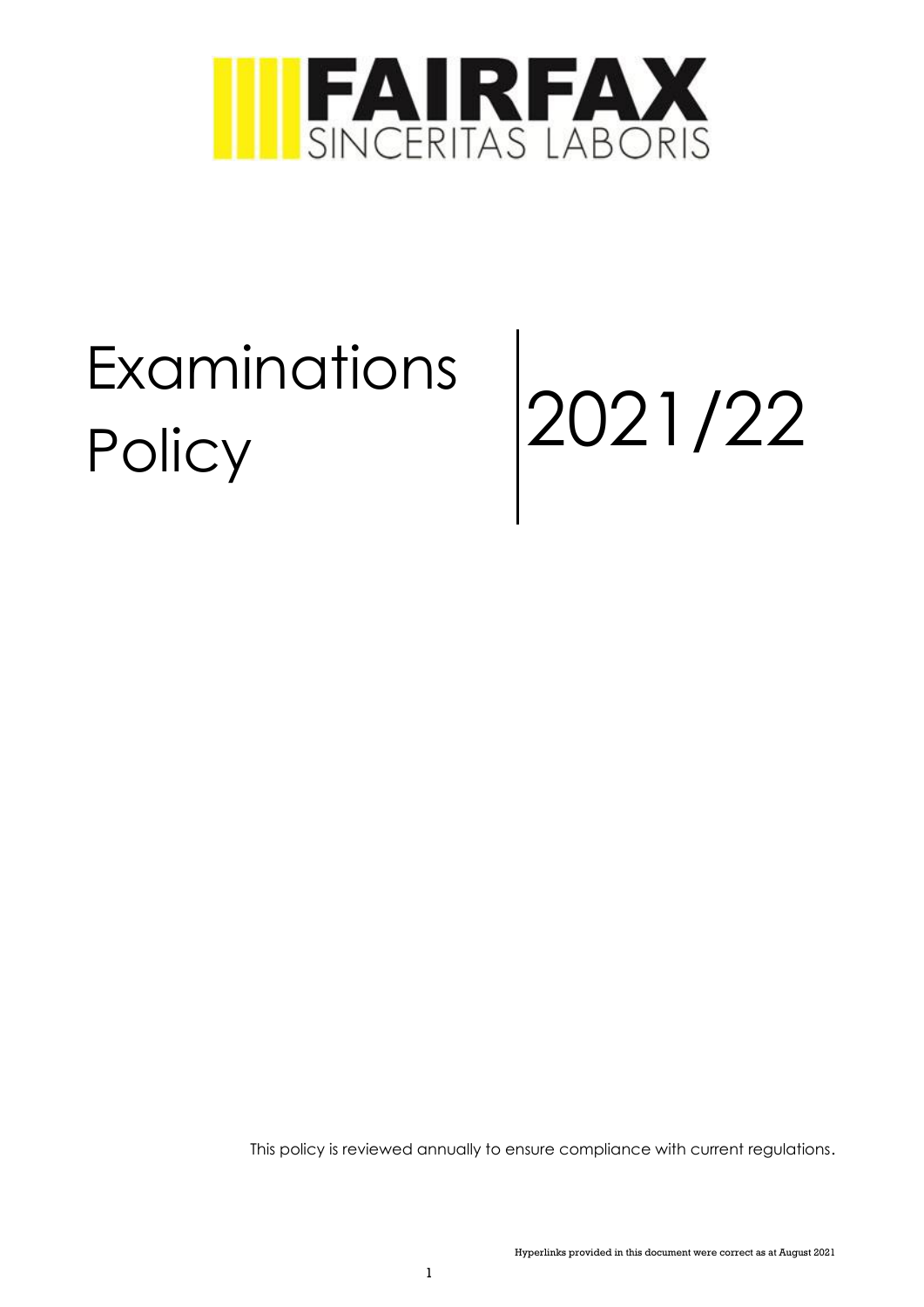# FAIRFAX

SINCERITAS LABORIS

# Examinations Policy

# 2021/22

This policy is reviewed annually to ensure compliance with current regulations.

Hyperlinks provided in this document were correct as at August 2021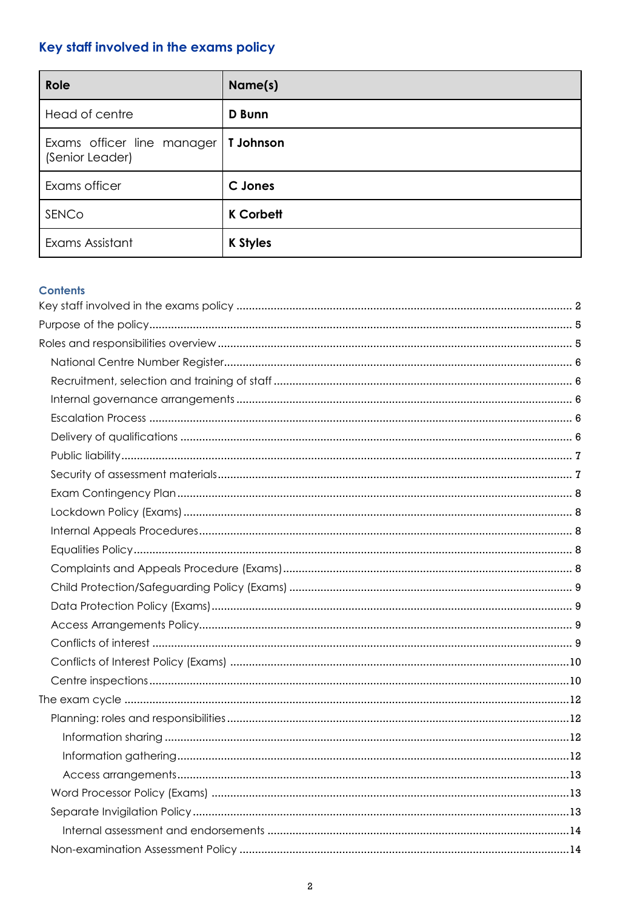## Key staff involved in the exams policy

| Role | Name(s) |
|---|---|
| Head of centre | **D Bunn** |
| Exams officer line manager (Senior Leader) | **T Johnson** |
| Exams officer | **C Jones** |
| SENCo | **K Corbett** |
| Exams Assistant | **K Styles** |

### Contents

Key staff involved in the exams policy ........ 2
Purpose of the policy ........ 5
Roles and responsibilities overview ........ 5
- National Centre Number Register ........ 6
- Recruitment, selection and training of staff ........ 6
- Internal governance arrangements ........ 6
- Escalation Process ........ 6
- Delivery of qualifications ........ 6
- Public liability ........ 7
- Security of assessment materials ........ 7
- Exam Contingency Plan ........ 8
- Lockdown Policy (Exams) ........ 8
- Internal Appeals Procedures ........ 8
- Equalities Policy ........ 8
- Complaints and Appeals Procedure (Exams) ........ 8
- Child Protection/Safeguarding Policy (Exams) ........ 9
- Data Protection Policy (Exams) ........ 9
- Access Arrangements Policy ........ 9
- Conflicts of interest ........ 9
- Conflicts of Interest Policy (Exams) ........ 10
- Centre inspections ........ 10

The exam cycle ........ 12
- Planning: roles and responsibilities ........ 12
  - Information sharing ........ 12
  - Information gathering ........ 12
  - Access arrangements ........ 13
- Word Processor Policy (Exams) ........ 13
- Separate Invigilation Policy ........ 13
  - Internal assessment and endorsements ........ 14
- Non-examination Assessment Policy ........ 14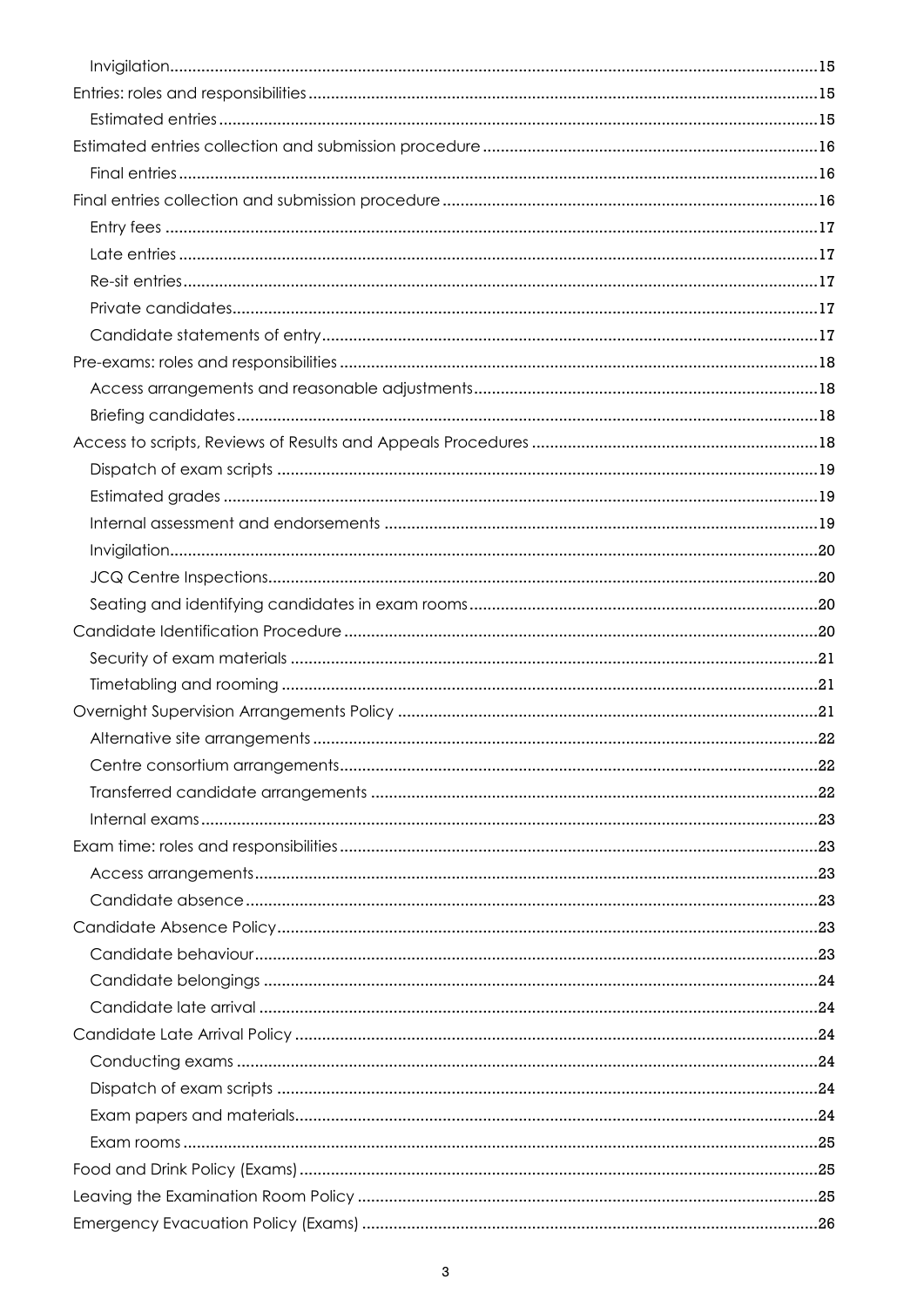Invigilation ..... 15
Entries: roles and responsibilities ..... 15
Estimated entries ..... 15
Estimated entries collection and submission procedure ..... 16
Final entries ..... 16
Final entries collection and submission procedure ..... 16
Entry fees ..... 17
Late entries ..... 17
Re-sit entries ..... 17
Private candidates ..... 17
Candidate statements of entry ..... 17
Pre-exams: roles and responsibilities ..... 18
Access arrangements and reasonable adjustments ..... 18
Briefing candidates ..... 18
Access to scripts, Reviews of Results and Appeals Procedures ..... 18
Dispatch of exam scripts ..... 19
Estimated grades ..... 19
Internal assessment and endorsements ..... 19
Invigilation ..... 20
JCQ Centre Inspections ..... 20
Seating and identifying candidates in exam rooms ..... 20
Candidate Identification Procedure ..... 20
Security of exam materials ..... 21
Timetabling and rooming ..... 21
Overnight Supervision Arrangements Policy ..... 21
Alternative site arrangements ..... 22
Centre consortium arrangements ..... 22
Transferred candidate arrangements ..... 22
Internal exams ..... 23
Exam time: roles and responsibilities ..... 23
Access arrangements ..... 23
Candidate absence ..... 23
Candidate Absence Policy ..... 23
Candidate behaviour ..... 23
Candidate belongings ..... 24
Candidate late arrival ..... 24
Candidate Late Arrival Policy ..... 24
Conducting exams ..... 24
Dispatch of exam scripts ..... 24
Exam papers and materials ..... 24
Exam rooms ..... 25
Food and Drink Policy (Exams) ..... 25
Leaving the Examination Room Policy ..... 25
Emergency Evacuation Policy (Exams) ..... 26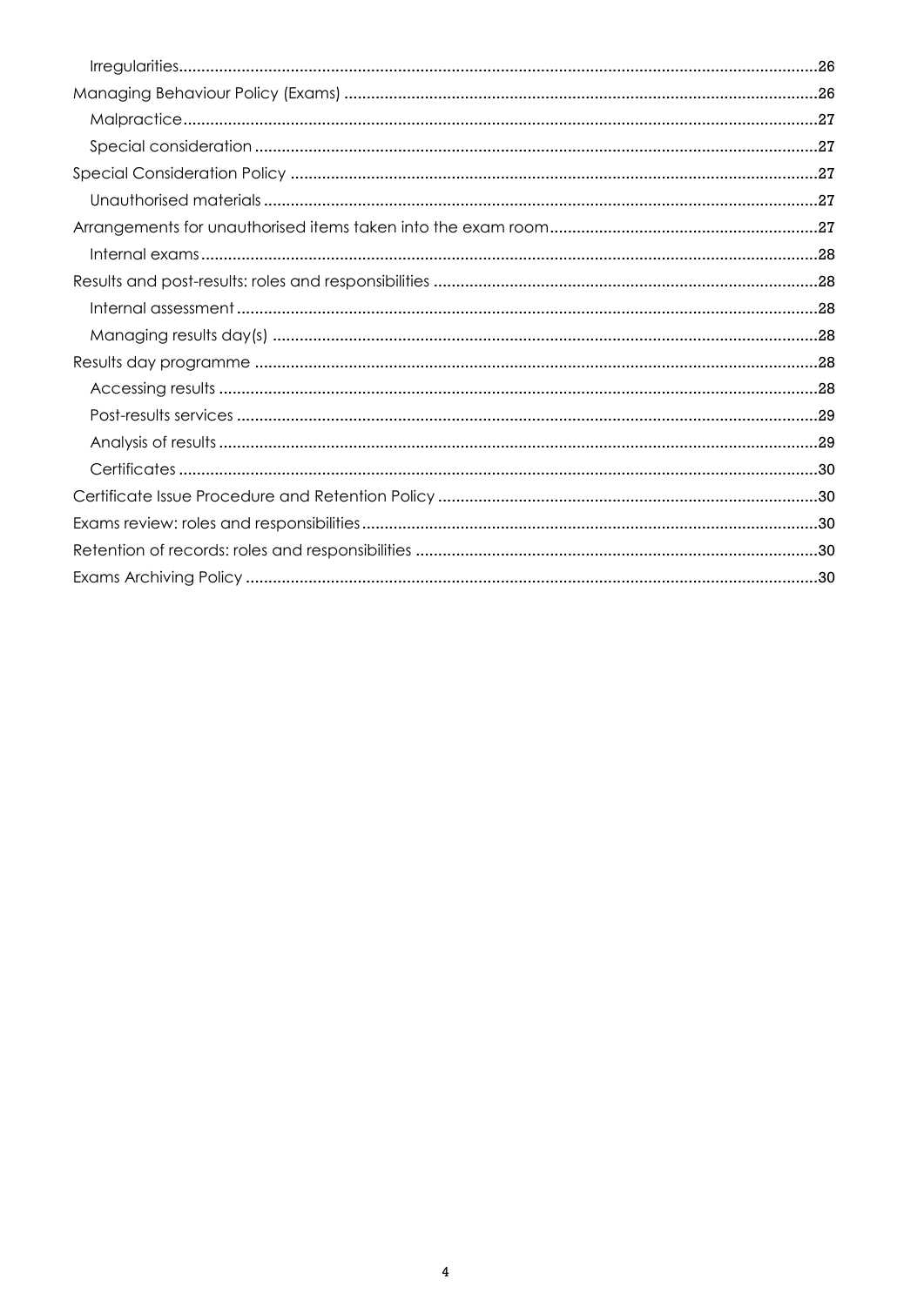- Irregularities ........................................ 26
- Managing Behaviour Policy (Exams) ........................................ 26
  - Malpractice ........................................ 27
  - Special consideration ........................................ 27
- Special Consideration Policy ........................................ 27
  - Unauthorised materials ........................................ 27
- Arrangements for unauthorised items taken into the exam room ........................................ 27
  - Internal exams ........................................ 28
- Results and post-results: roles and responsibilities ........................................ 28
  - Internal assessment ........................................ 28
  - Managing results day(s) ........................................ 28
- Results day programme ........................................ 28
  - Accessing results ........................................ 28
  - Post-results services ........................................ 29
  - Analysis of results ........................................ 29
  - Certificates ........................................ 30
- Certificate Issue Procedure and Retention Policy ........................................ 30
- Exams review: roles and responsibilities ........................................ 30
- Retention of records: roles and responsibilities ........................................ 30
- Exams Archiving Policy ........................................ 30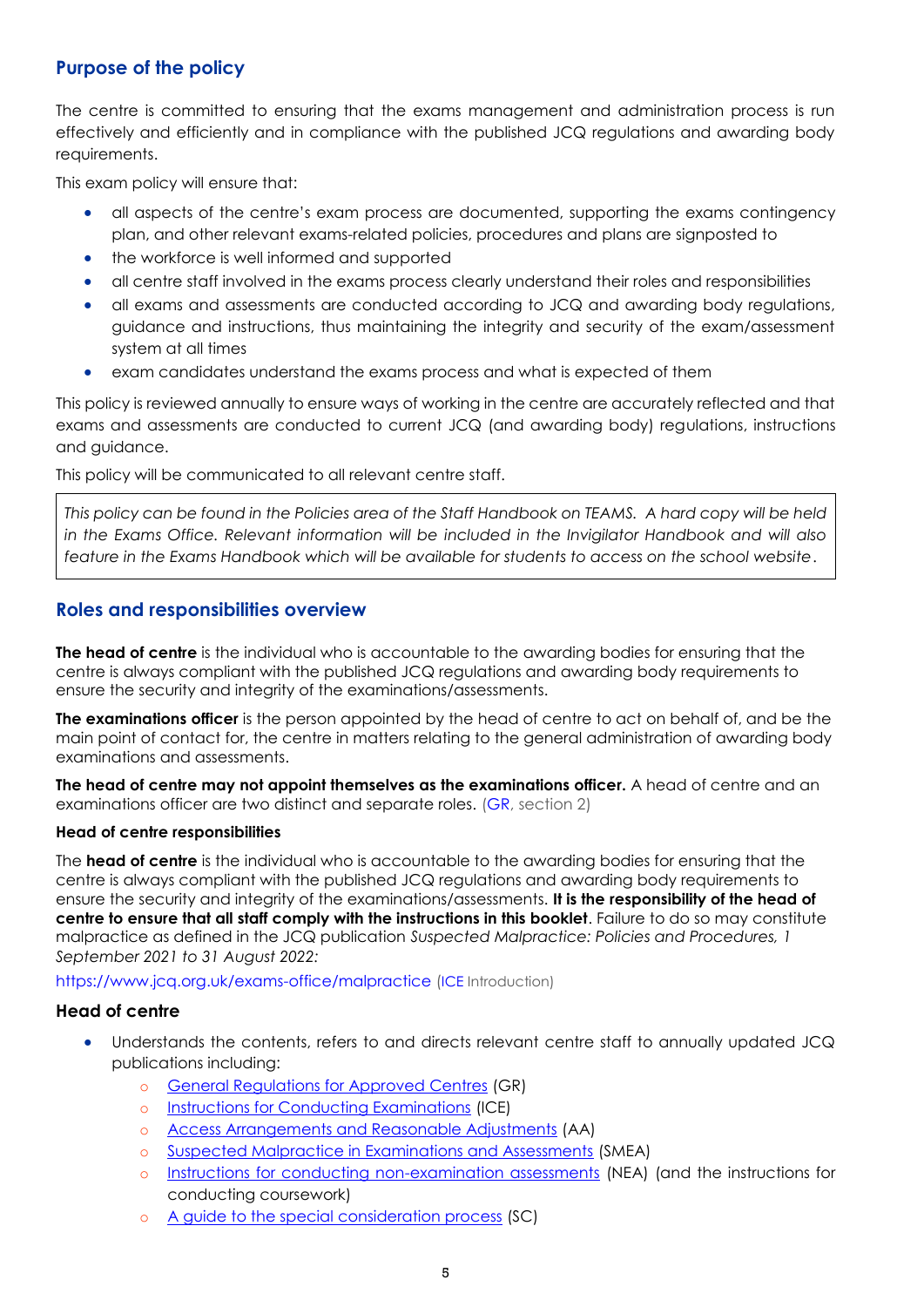## Purpose of the policy

The centre is committed to ensuring that the exams management and administration process is run effectively and efficiently and in compliance with the published JCQ regulations and awarding body requirements.

This exam policy will ensure that:

- all aspects of the centre's exam process are documented, supporting the exams contingency plan, and other relevant exams-related policies, procedures and plans are signposted to
- the workforce is well informed and supported
- all centre staff involved in the exams process clearly understand their roles and responsibilities
- all exams and assessments are conducted according to JCQ and awarding body regulations, guidance and instructions, thus maintaining the integrity and security of the exam/assessment system at all times
- exam candidates understand the exams process and what is expected of them

This policy is reviewed annually to ensure ways of working in the centre are accurately reflected and that exams and assessments are conducted to current JCQ (and awarding body) regulations, instructions and guidance.

This policy will be communicated to all relevant centre staff.

*This policy can be found in the Policies area of the Staff Handbook on TEAMS. A hard copy will be held in the Exams Office. Relevant information will be included in the Invigilator Handbook and will also feature in the Exams Handbook which will be available for students to access on the school website.*

## Roles and responsibilities overview

**The head of centre** is the individual who is accountable to the awarding bodies for ensuring that the centre is always compliant with the published JCQ regulations and awarding body requirements to ensure the security and integrity of the examinations/assessments.

**The examinations officer** is the person appointed by the head of centre to act on behalf of, and be the main point of contact for, the centre in matters relating to the general administration of awarding body examinations and assessments.

**The head of centre may not appoint themselves as the examinations officer.** A head of centre and an examinations officer are two distinct and separate roles. (GR, section 2)

#### Head of centre responsibilities

The **head of centre** is the individual who is accountable to the awarding bodies for ensuring that the centre is always compliant with the published JCQ regulations and awarding body requirements to ensure the security and integrity of the examinations/assessments. **It is the responsibility of the head of centre to ensure that all staff comply with the instructions in this booklet**. Failure to do so may constitute malpractice as defined in the JCQ publication *Suspected Malpractice: Policies and Procedures, 1 September 2021 to 31 August 2022:*

https://www.jcq.org.uk/exams-office/malpractice (ICE Introduction)

### Head of centre

- Understands the contents, refers to and directs relevant centre staff to annually updated JCQ publications including:
  - General Regulations for Approved Centres (GR)
  - Instructions for Conducting Examinations (ICE)
  - Access Arrangements and Reasonable Adjustments (AA)
  - Suspected Malpractice in Examinations and Assessments (SMEA)
  - Instructions for conducting non-examination assessments (NEA) (and the instructions for conducting coursework)
  - A guide to the special consideration process (SC)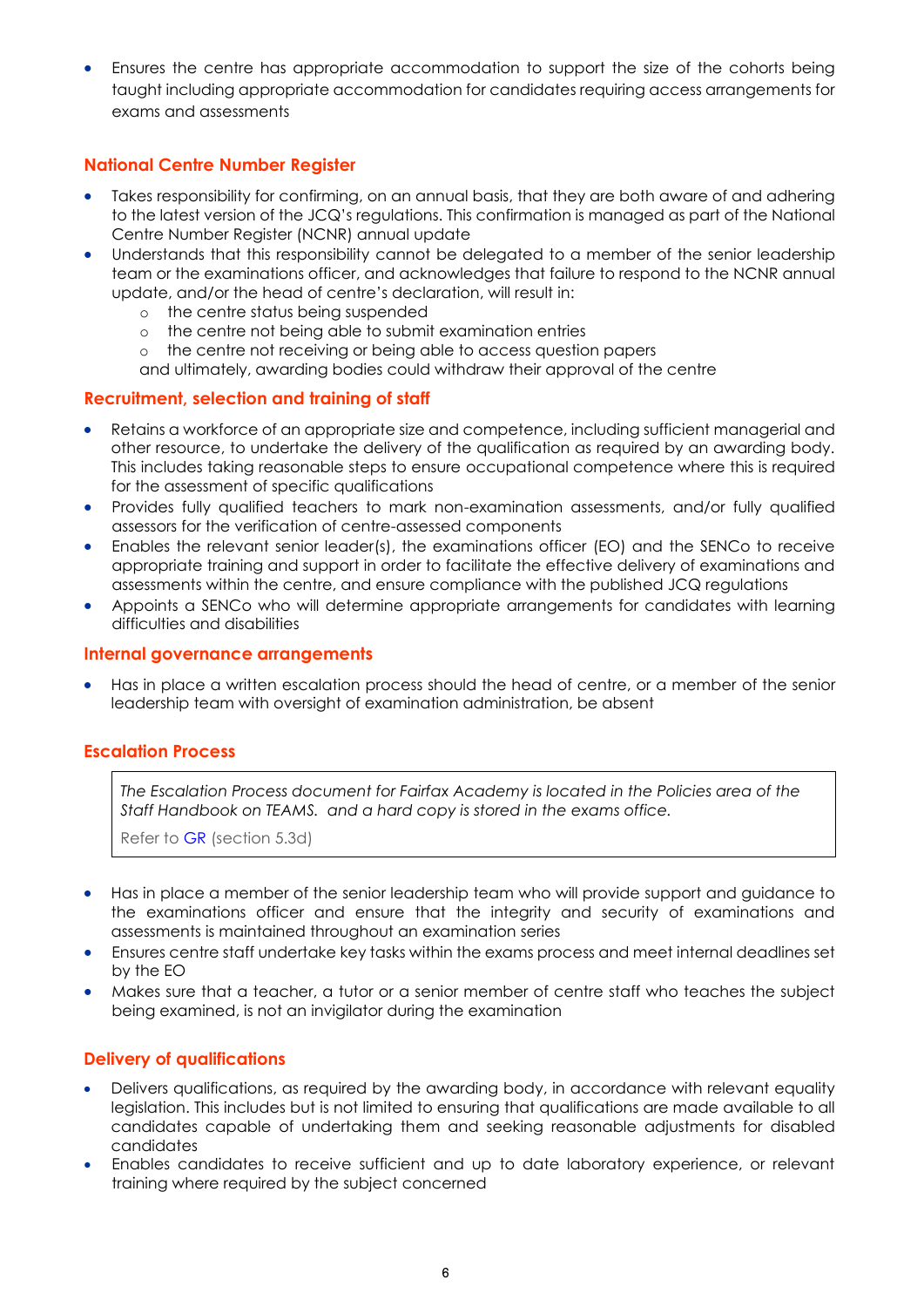- Ensures the centre has appropriate accommodation to support the size of the cohorts being taught including appropriate accommodation for candidates requiring access arrangements for exams and assessments

### National Centre Number Register

- Takes responsibility for confirming, on an annual basis, that they are both aware of and adhering to the latest version of the JCQ's regulations. This confirmation is managed as part of the National Centre Number Register (NCNR) annual update
- Understands that this responsibility cannot be delegated to a member of the senior leadership team or the examinations officer, and acknowledges that failure to respond to the NCNR annual update, and/or the head of centre's declaration, will result in:
  - the centre status being suspended
  - the centre not being able to submit examination entries
  - the centre not receiving or being able to access question papers

  and ultimately, awarding bodies could withdraw their approval of the centre

### Recruitment, selection and training of staff

- Retains a workforce of an appropriate size and competence, including sufficient managerial and other resource, to undertake the delivery of the qualification as required by an awarding body. This includes taking reasonable steps to ensure occupational competence where this is required for the assessment of specific qualifications
- Provides fully qualified teachers to mark non-examination assessments, and/or fully qualified assessors for the verification of centre-assessed components
- Enables the relevant senior leader(s), the examinations officer (EO) and the SENCo to receive appropriate training and support in order to facilitate the effective delivery of examinations and assessments within the centre, and ensure compliance with the published JCQ regulations
- Appoints a SENCo who will determine appropriate arrangements for candidates with learning difficulties and disabilities

### Internal governance arrangements

- Has in place a written escalation process should the head of centre, or a member of the senior leadership team with oversight of examination administration, be absent

### Escalation Process

> *The Escalation Process document for Fairfax Academy is located in the Policies area of the Staff Handbook on TEAMS. and a hard copy is stored in the exams office.*
>
> Refer to GR (section 5.3d)

- Has in place a member of the senior leadership team who will provide support and guidance to the examinations officer and ensure that the integrity and security of examinations and assessments is maintained throughout an examination series
- Ensures centre staff undertake key tasks within the exams process and meet internal deadlines set by the EO
- Makes sure that a teacher, a tutor or a senior member of centre staff who teaches the subject being examined, is not an invigilator during the examination

### Delivery of qualifications

- Delivers qualifications, as required by the awarding body, in accordance with relevant equality legislation. This includes but is not limited to ensuring that qualifications are made available to all candidates capable of undertaking them and seeking reasonable adjustments for disabled candidates
- Enables candidates to receive sufficient and up to date laboratory experience, or relevant training where required by the subject concerned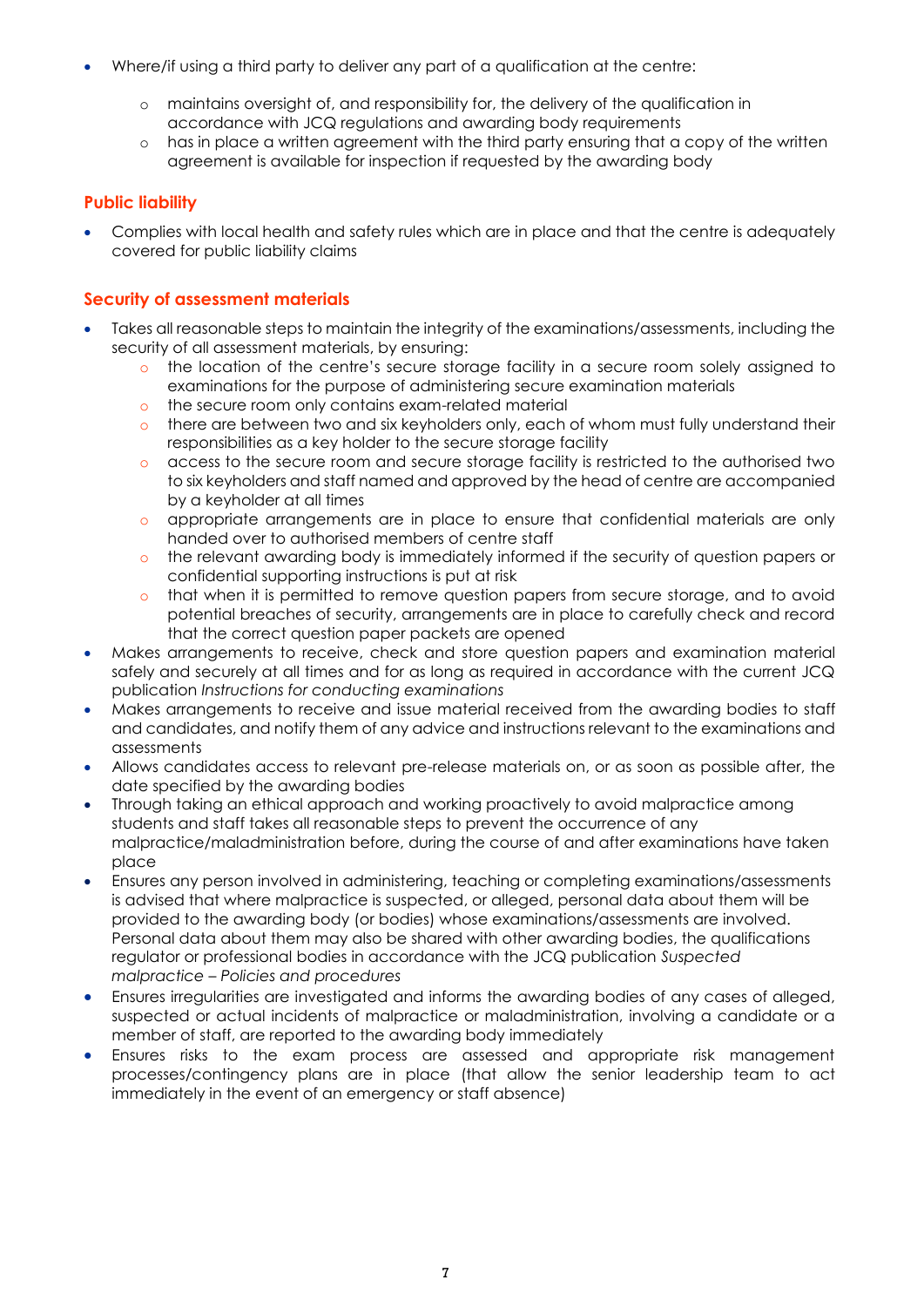- Where/if using a third party to deliver any part of a qualification at the centre:
    - maintains oversight of, and responsibility for, the delivery of the qualification in accordance with JCQ regulations and awarding body requirements
    - has in place a written agreement with the third party ensuring that a copy of the written agreement is available for inspection if requested by the awarding body

### Public liability

- Complies with local health and safety rules which are in place and that the centre is adequately covered for public liability claims

### Security of assessment materials

- Takes all reasonable steps to maintain the integrity of the examinations/assessments, including the security of all assessment materials, by ensuring:
    - the location of the centre's secure storage facility in a secure room solely assigned to examinations for the purpose of administering secure examination materials
    - the secure room only contains exam-related material
    - there are between two and six keyholders only, each of whom must fully understand their responsibilities as a key holder to the secure storage facility
    - access to the secure room and secure storage facility is restricted to the authorised two to six keyholders and staff named and approved by the head of centre are accompanied by a keyholder at all times
    - appropriate arrangements are in place to ensure that confidential materials are only handed over to authorised members of centre staff
    - the relevant awarding body is immediately informed if the security of question papers or confidential supporting instructions is put at risk
    - that when it is permitted to remove question papers from secure storage, and to avoid potential breaches of security, arrangements are in place to carefully check and record that the correct question paper packets are opened
- Makes arrangements to receive, check and store question papers and examination material safely and securely at all times and for as long as required in accordance with the current JCQ publication *Instructions for conducting examinations*
- Makes arrangements to receive and issue material received from the awarding bodies to staff and candidates, and notify them of any advice and instructions relevant to the examinations and assessments
- Allows candidates access to relevant pre-release materials on, or as soon as possible after, the date specified by the awarding bodies
- Through taking an ethical approach and working proactively to avoid malpractice among students and staff takes all reasonable steps to prevent the occurrence of any malpractice/maladministration before, during the course of and after examinations have taken place
- Ensures any person involved in administering, teaching or completing examinations/assessments is advised that where malpractice is suspected, or alleged, personal data about them will be provided to the awarding body (or bodies) whose examinations/assessments are involved. Personal data about them may also be shared with other awarding bodies, the qualifications regulator or professional bodies in accordance with the JCQ publication *Suspected malpractice – Policies and procedures*
- Ensures irregularities are investigated and informs the awarding bodies of any cases of alleged, suspected or actual incidents of malpractice or maladministration, involving a candidate or a member of staff, are reported to the awarding body immediately
- Ensures risks to the exam process are assessed and appropriate risk management processes/contingency plans are in place (that allow the senior leadership team to act immediately in the event of an emergency or staff absence)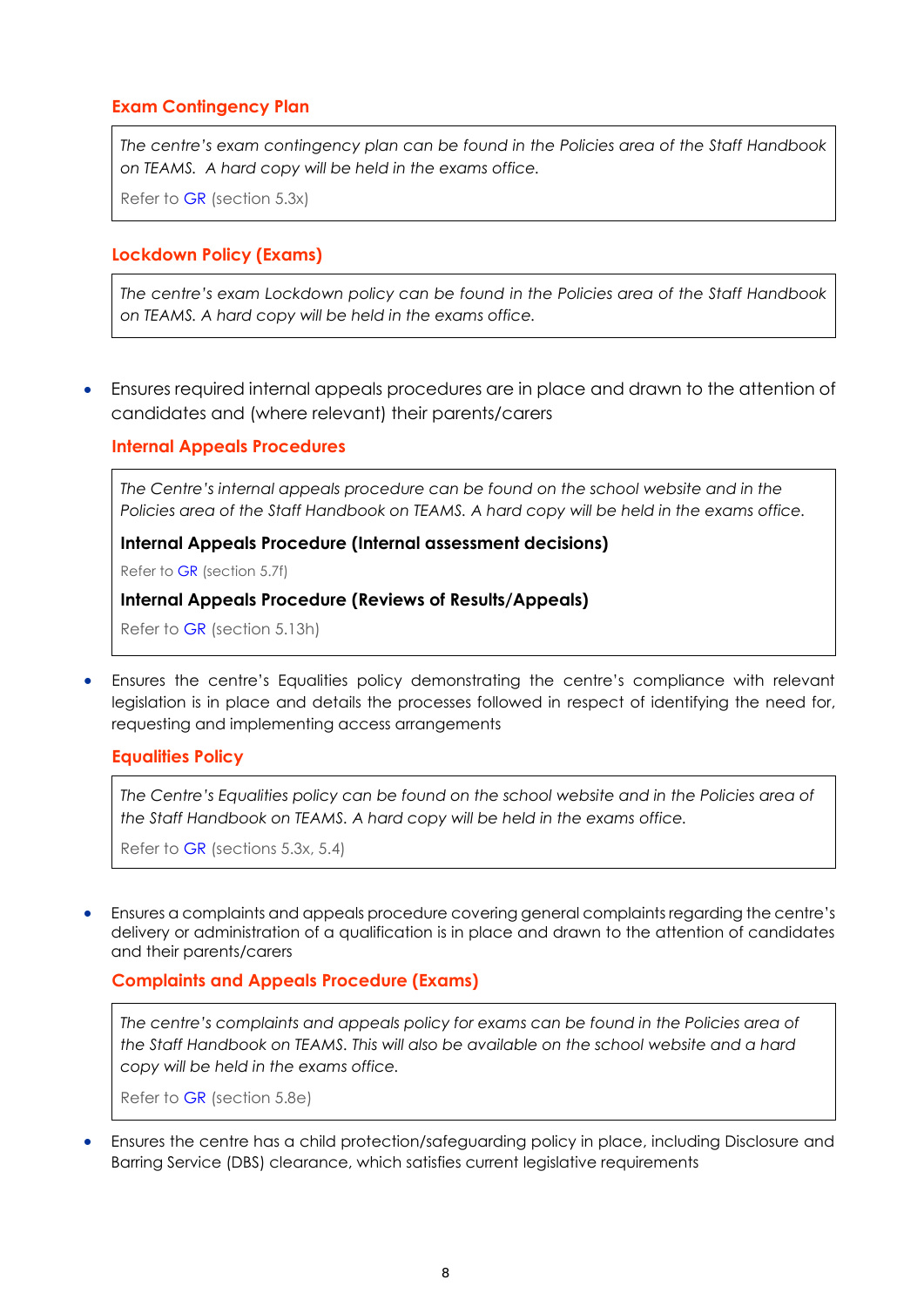### Exam Contingency Plan

> *The centre's exam contingency plan can be found in the Policies area of the Staff Handbook on TEAMS. A hard copy will be held in the exams office.*
>
> Refer to GR (section 5.3x)

### Lockdown Policy (Exams)

> *The centre's exam Lockdown policy can be found in the Policies area of the Staff Handbook on TEAMS. A hard copy will be held in the exams office.*

- Ensures required internal appeals procedures are in place and drawn to the attention of candidates and (where relevant) their parents/carers

### Internal Appeals Procedures

> *The Centre's internal appeals procedure can be found on the school website and in the Policies area of the Staff Handbook on TEAMS. A hard copy will be held in the exams office.*
>
> **Internal Appeals Procedure (Internal assessment decisions)**
>
> Refer to GR (section 5.7f)
>
> **Internal Appeals Procedure (Reviews of Results/Appeals)**
>
> Refer to GR (section 5.13h)

- Ensures the centre's Equalities policy demonstrating the centre's compliance with relevant legislation is in place and details the processes followed in respect of identifying the need for, requesting and implementing access arrangements

### Equalities Policy

> *The Centre's Equalities policy can be found on the school website and in the Policies area of the Staff Handbook on TEAMS. A hard copy will be held in the exams office.*
>
> Refer to GR (sections 5.3x, 5.4)

- Ensures a complaints and appeals procedure covering general complaints regarding the centre's delivery or administration of a qualification is in place and drawn to the attention of candidates and their parents/carers

### Complaints and Appeals Procedure (Exams)

> *The centre's complaints and appeals policy for exams can be found in the Policies area of the Staff Handbook on TEAMS. This will also be available on the school website and a hard copy will be held in the exams office.*
>
> Refer to GR (section 5.8e)

- Ensures the centre has a child protection/safeguarding policy in place, including Disclosure and Barring Service (DBS) clearance, which satisfies current legislative requirements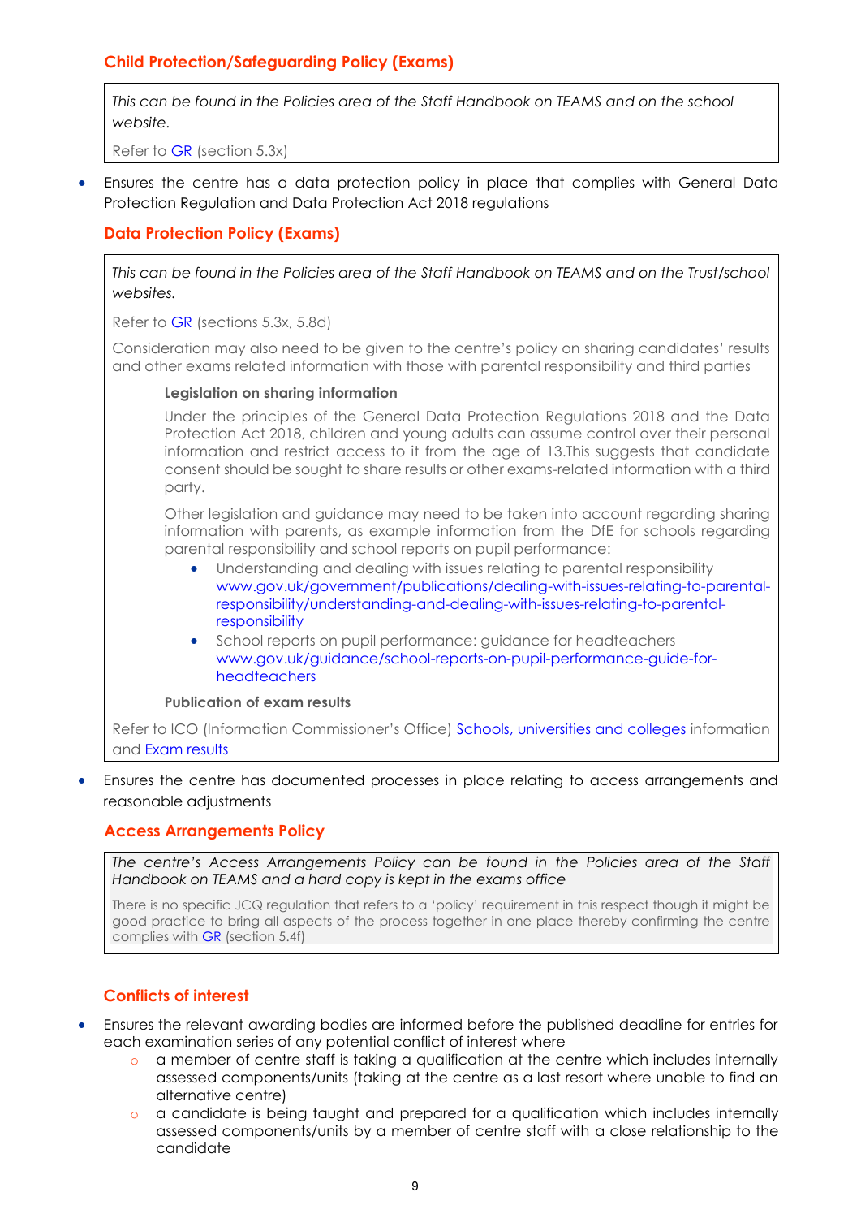## Child Protection/Safeguarding Policy (Exams)

*This can be found in the Policies area of the Staff Handbook on TEAMS and on the school website.*

Refer to GR (section 5.3x)

- Ensures the centre has a data protection policy in place that complies with General Data Protection Regulation and Data Protection Act 2018 regulations

## Data Protection Policy (Exams)

*This can be found in the Policies area of the Staff Handbook on TEAMS and on the Trust/school websites.*

Refer to GR (sections 5.3x, 5.8d)

Consideration may also need to be given to the centre's policy on sharing candidates' results and other exams related information with those with parental responsibility and third parties

**Legislation on sharing information**

Under the principles of the General Data Protection Regulations 2018 and the Data Protection Act 2018, children and young adults can assume control over their personal information and restrict access to it from the age of 13.This suggests that candidate consent should be sought to share results or other exams-related information with a third party.

Other legislation and guidance may need to be taken into account regarding sharing information with parents, as example information from the DfE for schools regarding parental responsibility and school reports on pupil performance:

- Understanding and dealing with issues relating to parental responsibility www.gov.uk/government/publications/dealing-with-issues-relating-to-parental-responsibility/understanding-and-dealing-with-issues-relating-to-parental-responsibility
- School reports on pupil performance: guidance for headteachers www.gov.uk/guidance/school-reports-on-pupil-performance-guide-for-headteachers

**Publication of exam results**

Refer to ICO (Information Commissioner's Office) Schools, universities and colleges information and Exam results

- Ensures the centre has documented processes in place relating to access arrangements and reasonable adjustments

## Access Arrangements Policy

*The centre's Access Arrangements Policy can be found in the Policies area of the Staff Handbook on TEAMS and a hard copy is kept in the exams office*

There is no specific JCQ regulation that refers to a 'policy' requirement in this respect though it might be good practice to bring all aspects of the process together in one place thereby confirming the centre complies with GR (section 5.4f)

## Conflicts of interest

- Ensures the relevant awarding bodies are informed before the published deadline for entries for each examination series of any potential conflict of interest where
  - a member of centre staff is taking a qualification at the centre which includes internally assessed components/units (taking at the centre as a last resort where unable to find an alternative centre)
  - a candidate is being taught and prepared for a qualification which includes internally assessed components/units by a member of centre staff with a close relationship to the candidate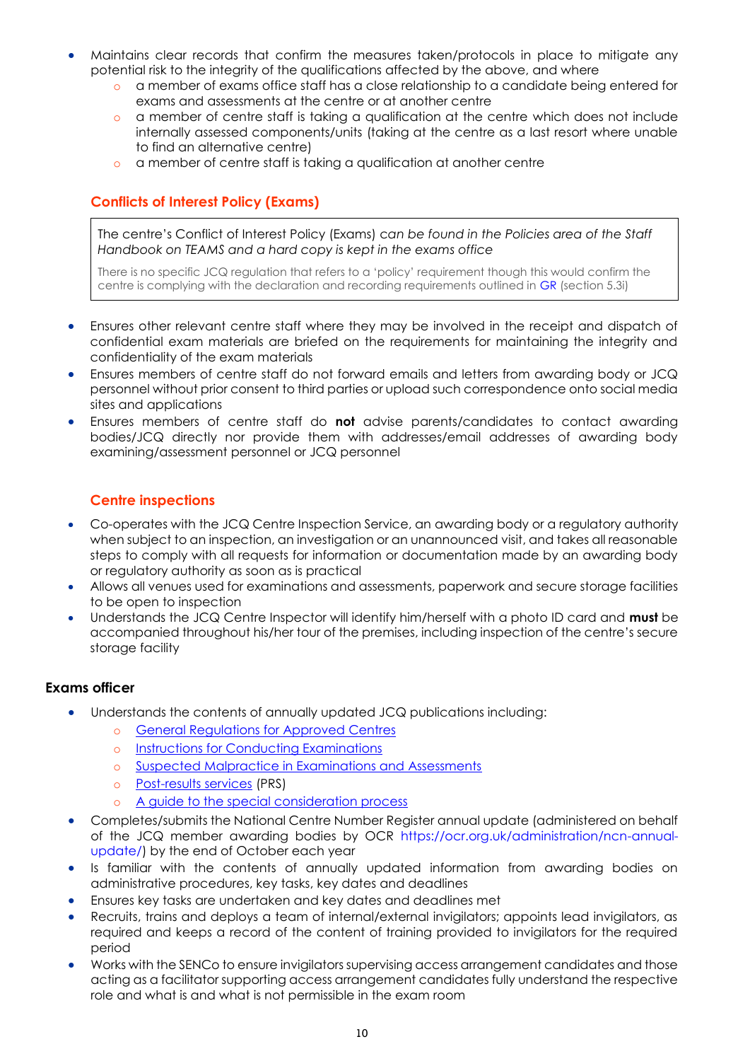- Maintains clear records that confirm the measures taken/protocols in place to mitigate any potential risk to the integrity of the qualifications affected by the above, and where
    - a member of exams office staff has a close relationship to a candidate being entered for exams and assessments at the centre or at another centre
    - a member of centre staff is taking a qualification at the centre which does not include internally assessed components/units (taking at the centre as a last resort where unable to find an alternative centre)
    - a member of centre staff is taking a qualification at another centre

### Conflicts of Interest Policy (Exams)

> The centre's Conflict of Interest Policy (Exams) *can be found in the Policies area of the Staff Handbook on TEAMS and a hard copy is kept in the exams office*
>
> There is no specific JCQ regulation that refers to a 'policy' requirement though this would confirm the centre is complying with the declaration and recording requirements outlined in GR (section 5.3i)

- Ensures other relevant centre staff where they may be involved in the receipt and dispatch of confidential exam materials are briefed on the requirements for maintaining the integrity and confidentiality of the exam materials
- Ensures members of centre staff do not forward emails and letters from awarding body or JCQ personnel without prior consent to third parties or upload such correspondence onto social media sites and applications
- Ensures members of centre staff do **not** advise parents/candidates to contact awarding bodies/JCQ directly nor provide them with addresses/email addresses of awarding body examining/assessment personnel or JCQ personnel

### Centre inspections

- Co-operates with the JCQ Centre Inspection Service, an awarding body or a regulatory authority when subject to an inspection, an investigation or an unannounced visit, and takes all reasonable steps to comply with all requests for information or documentation made by an awarding body or regulatory authority as soon as is practical
- Allows all venues used for examinations and assessments, paperwork and secure storage facilities to be open to inspection
- Understands the JCQ Centre Inspector will identify him/herself with a photo ID card and **must** be accompanied throughout his/her tour of the premises, including inspection of the centre's secure storage facility

## Exams officer

- Understands the contents of annually updated JCQ publications including:
    - General Regulations for Approved Centres
    - Instructions for Conducting Examinations
    - Suspected Malpractice in Examinations and Assessments
    - Post-results services (PRS)
    - A guide to the special consideration process
- Completes/submits the National Centre Number Register annual update (administered on behalf of the JCQ member awarding bodies by OCR https://ocr.org.uk/administration/ncn-annual-update/) by the end of October each year
- Is familiar with the contents of annually updated information from awarding bodies on administrative procedures, key tasks, key dates and deadlines
- Ensures key tasks are undertaken and key dates and deadlines met
- Recruits, trains and deploys a team of internal/external invigilators; appoints lead invigilators, as required and keeps a record of the content of training provided to invigilators for the required period
- Works with the SENCo to ensure invigilators supervising access arrangement candidates and those acting as a facilitator supporting access arrangement candidates fully understand the respective role and what is and what is not permissible in the exam room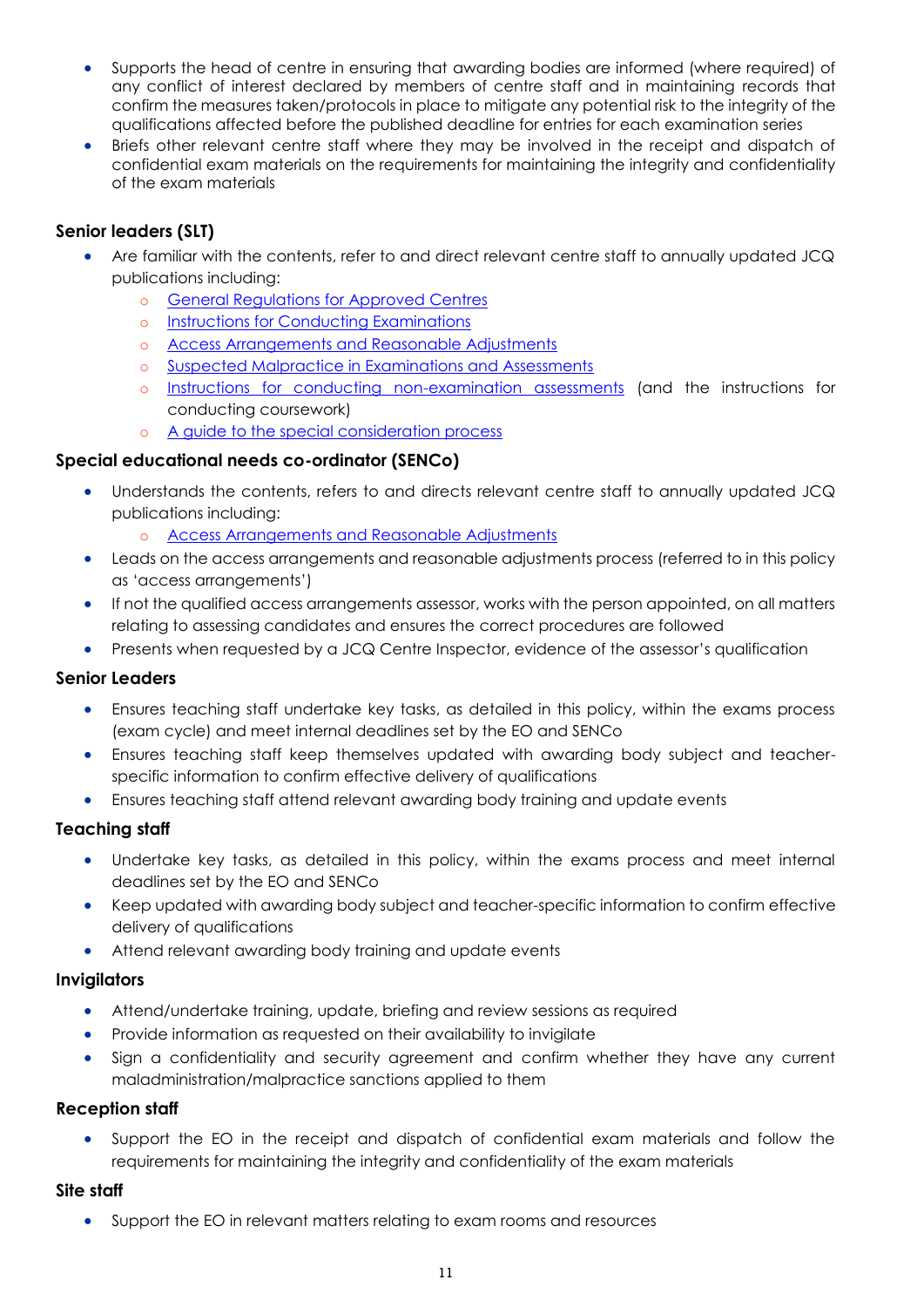- Supports the head of centre in ensuring that awarding bodies are informed (where required) of any conflict of interest declared by members of centre staff and in maintaining records that confirm the measures taken/protocols in place to mitigate any potential risk to the integrity of the qualifications affected before the published deadline for entries for each examination series
- Briefs other relevant centre staff where they may be involved in the receipt and dispatch of confidential exam materials on the requirements for maintaining the integrity and confidentiality of the exam materials

### Senior leaders (SLT)

- Are familiar with the contents, refer to and direct relevant centre staff to annually updated JCQ publications including:
  - General Regulations for Approved Centres
  - Instructions for Conducting Examinations
  - Access Arrangements and Reasonable Adjustments
  - Suspected Malpractice in Examinations and Assessments
  - Instructions for conducting non-examination assessments (and the instructions for conducting coursework)
  - A guide to the special consideration process

### Special educational needs co-ordinator (SENCo)

- Understands the contents, refers to and directs relevant centre staff to annually updated JCQ publications including:
  - Access Arrangements and Reasonable Adjustments
- Leads on the access arrangements and reasonable adjustments process (referred to in this policy as 'access arrangements')
- If not the qualified access arrangements assessor, works with the person appointed, on all matters relating to assessing candidates and ensures the correct procedures are followed
- Presents when requested by a JCQ Centre Inspector, evidence of the assessor's qualification

### Senior Leaders

- Ensures teaching staff undertake key tasks, as detailed in this policy, within the exams process (exam cycle) and meet internal deadlines set by the EO and SENCo
- Ensures teaching staff keep themselves updated with awarding body subject and teacher-specific information to confirm effective delivery of qualifications
- Ensures teaching staff attend relevant awarding body training and update events

### Teaching staff

- Undertake key tasks, as detailed in this policy, within the exams process and meet internal deadlines set by the EO and SENCo
- Keep updated with awarding body subject and teacher-specific information to confirm effective delivery of qualifications
- Attend relevant awarding body training and update events

### Invigilators

- Attend/undertake training, update, briefing and review sessions as required
- Provide information as requested on their availability to invigilate
- Sign a confidentiality and security agreement and confirm whether they have any current maladministration/malpractice sanctions applied to them

### Reception staff

- Support the EO in the receipt and dispatch of confidential exam materials and follow the requirements for maintaining the integrity and confidentiality of the exam materials

### Site staff

- Support the EO in relevant matters relating to exam rooms and resources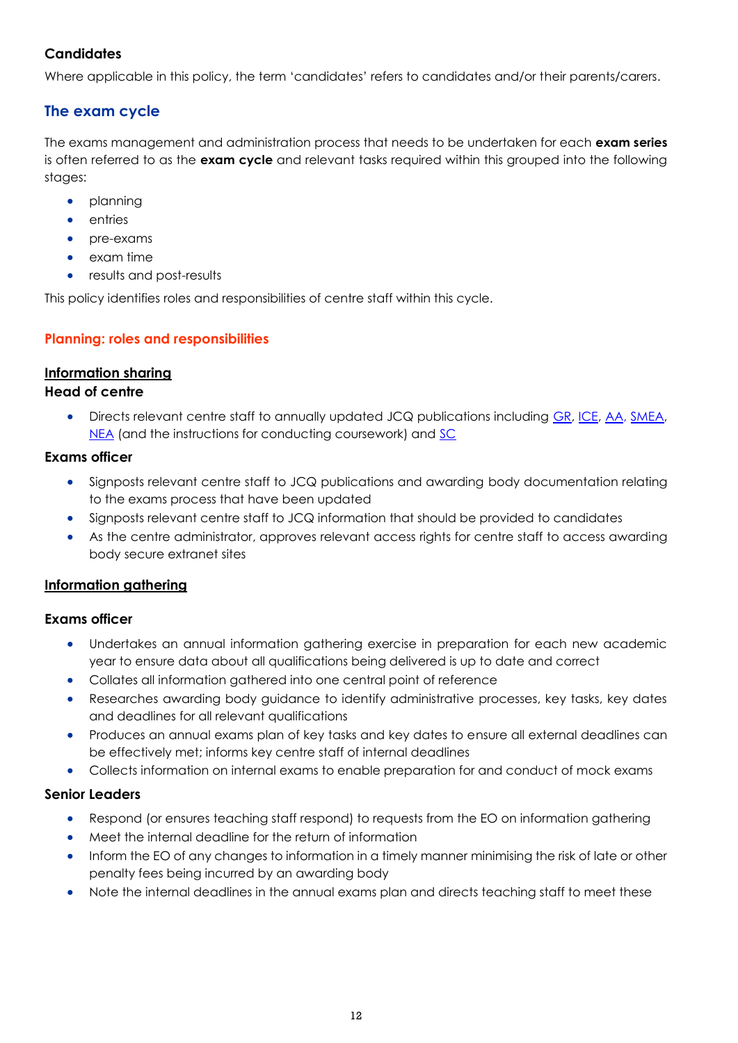### Candidates

Where applicable in this policy, the term 'candidates' refers to candidates and/or their parents/carers.

## The exam cycle

The exams management and administration process that needs to be undertaken for each **exam series** is often referred to as the **exam cycle** and relevant tasks required within this grouped into the following stages:

- planning
- entries
- pre-exams
- exam time
- results and post-results

This policy identifies roles and responsibilities of centre staff within this cycle.

## Planning: roles and responsibilities

### Information sharing

#### Head of centre

- Directs relevant centre staff to annually updated JCQ publications including GR, ICE, AA, SMEA, NEA (and the instructions for conducting coursework) and SC

#### Exams officer

- Signposts relevant centre staff to JCQ publications and awarding body documentation relating to the exams process that have been updated
- Signposts relevant centre staff to JCQ information that should be provided to candidates
- As the centre administrator, approves relevant access rights for centre staff to access awarding body secure extranet sites

### Information gathering

#### Exams officer

- Undertakes an annual information gathering exercise in preparation for each new academic year to ensure data about all qualifications being delivered is up to date and correct
- Collates all information gathered into one central point of reference
- Researches awarding body guidance to identify administrative processes, key tasks, key dates and deadlines for all relevant qualifications
- Produces an annual exams plan of key tasks and key dates to ensure all external deadlines can be effectively met; informs key centre staff of internal deadlines
- Collects information on internal exams to enable preparation for and conduct of mock exams

#### Senior Leaders

- Respond (or ensures teaching staff respond) to requests from the EO on information gathering
- Meet the internal deadline for the return of information
- Inform the EO of any changes to information in a timely manner minimising the risk of late or other penalty fees being incurred by an awarding body
- Note the internal deadlines in the annual exams plan and directs teaching staff to meet these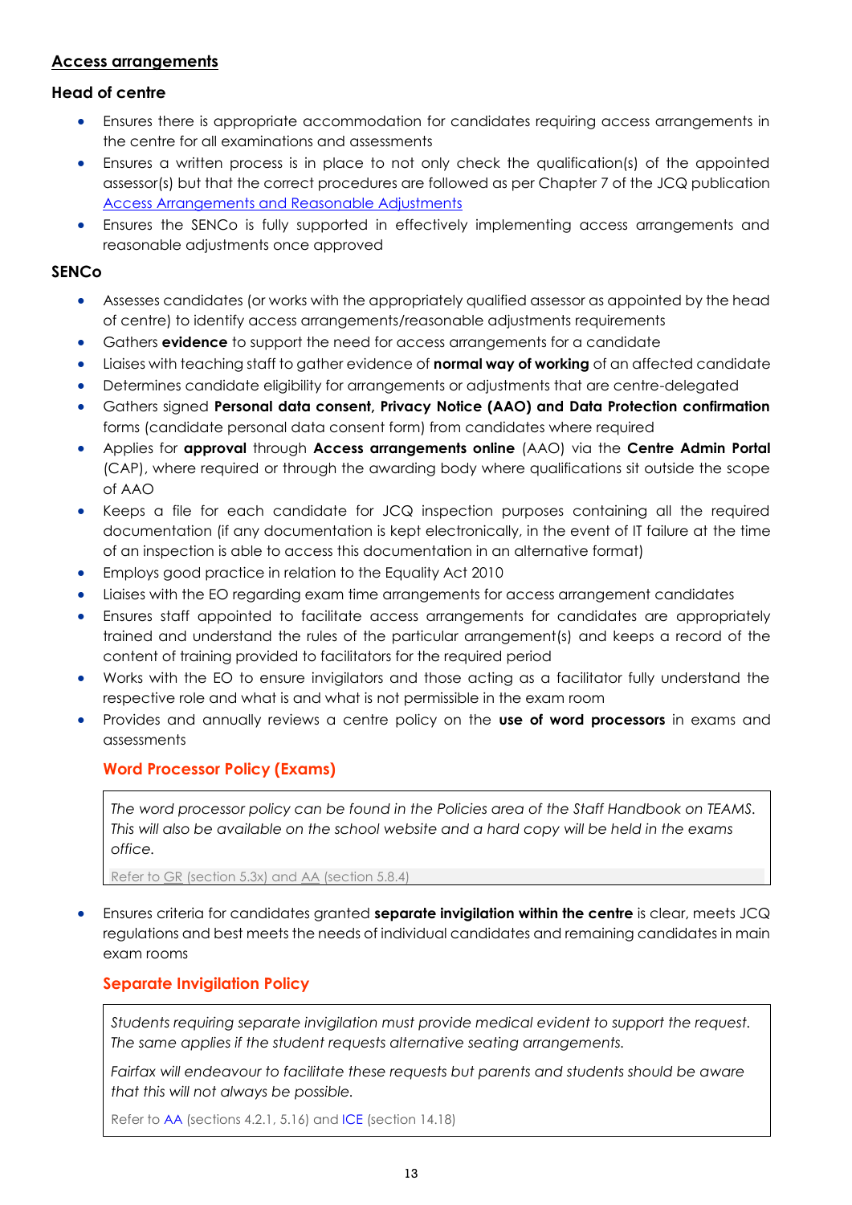## Access arrangements

### Head of centre

- Ensures there is appropriate accommodation for candidates requiring access arrangements in the centre for all examinations and assessments
- Ensures a written process is in place to not only check the qualification(s) of the appointed assessor(s) but that the correct procedures are followed as per Chapter 7 of the JCQ publication [Access Arrangements and Reasonable Adjustments]
- Ensures the SENCo is fully supported in effectively implementing access arrangements and reasonable adjustments once approved

### SENCo

- Assesses candidates (or works with the appropriately qualified assessor as appointed by the head of centre) to identify access arrangements/reasonable adjustments requirements
- Gathers **evidence** to support the need for access arrangements for a candidate
- Liaises with teaching staff to gather evidence of **normal way of working** of an affected candidate
- Determines candidate eligibility for arrangements or adjustments that are centre-delegated
- Gathers signed **Personal data consent, Privacy Notice (AAO) and Data Protection confirmation** forms (candidate personal data consent form) from candidates where required
- Applies for **approval** through **Access arrangements online** (AAO) via the **Centre Admin Portal** (CAP), where required or through the awarding body where qualifications sit outside the scope of AAO
- Keeps a file for each candidate for JCQ inspection purposes containing all the required documentation (if any documentation is kept electronically, in the event of IT failure at the time of an inspection is able to access this documentation in an alternative format)
- Employs good practice in relation to the Equality Act 2010
- Liaises with the EO regarding exam time arrangements for access arrangement candidates
- Ensures staff appointed to facilitate access arrangements for candidates are appropriately trained and understand the rules of the particular arrangement(s) and keeps a record of the content of training provided to facilitators for the required period
- Works with the EO to ensure invigilators and those acting as a facilitator fully understand the respective role and what is and what is not permissible in the exam room
- Provides and annually reviews a centre policy on the **use of word processors** in exams and assessments

#### Word Processor Policy (Exams)

*The word processor policy can be found in the Policies area of the Staff Handbook on TEAMS. This will also be available on the school website and a hard copy will be held in the exams office.*

Refer to GR (section 5.3x) and AA (section 5.8.4)

- Ensures criteria for candidates granted **separate invigilation within the centre** is clear, meets JCQ regulations and best meets the needs of individual candidates and remaining candidates in main exam rooms

#### Separate Invigilation Policy

*Students requiring separate invigilation must provide medical evident to support the request. The same applies if the student requests alternative seating arrangements.*

*Fairfax will endeavour to facilitate these requests but parents and students should be aware that this will not always be possible.*

Refer to AA (sections 4.2.1, 5.16) and ICE (section 14.18)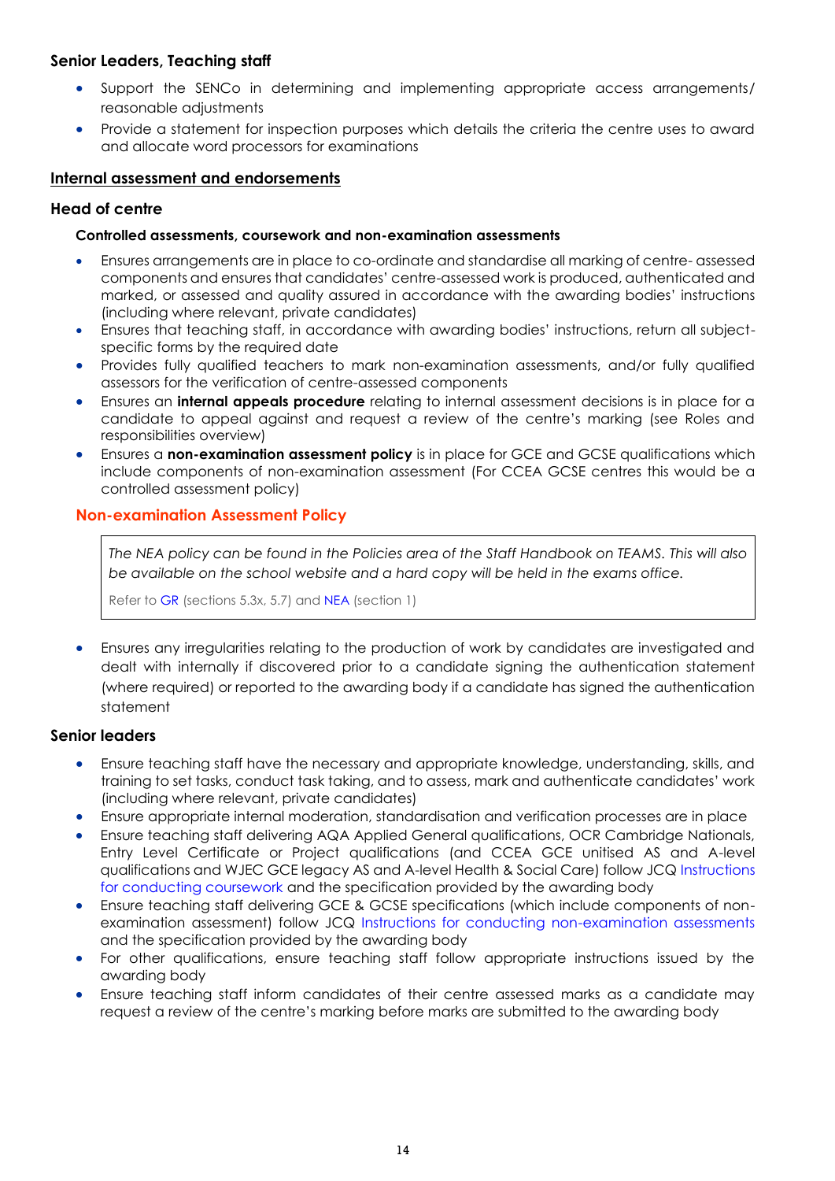### Senior Leaders, Teaching staff

- Support the SENCo in determining and implementing appropriate access arrangements/ reasonable adjustments
- Provide a statement for inspection purposes which details the criteria the centre uses to award and allocate word processors for examinations

## Internal assessment and endorsements

### Head of centre

#### Controlled assessments, coursework and non-examination assessments

- Ensures arrangements are in place to co-ordinate and standardise all marking of centre- assessed components and ensures that candidates' centre-assessed work is produced, authenticated and marked, or assessed and quality assured in accordance with the awarding bodies' instructions (including where relevant, private candidates)
- Ensures that teaching staff, in accordance with awarding bodies' instructions, return all subject-specific forms by the required date
- Provides fully qualified teachers to mark non-examination assessments, and/or fully qualified assessors for the verification of centre-assessed components
- Ensures an **internal appeals procedure** relating to internal assessment decisions is in place for a candidate to appeal against and request a review of the centre's marking (see Roles and responsibilities overview)
- Ensures a **non-examination assessment policy** is in place for GCE and GCSE qualifications which include components of non-examination assessment (For CCEA GCSE centres this would be a controlled assessment policy)

#### Non-examination Assessment Policy

> *The NEA policy can be found in the Policies area of the Staff Handbook on TEAMS. This will also be available on the school website and a hard copy will be held in the exams office.*
>
> Refer to GR (sections 5.3x, 5.7) and NEA (section 1)

- Ensures any irregularities relating to the production of work by candidates are investigated and dealt with internally if discovered prior to a candidate signing the authentication statement (where required) or reported to the awarding body if a candidate has signed the authentication statement

### Senior leaders

- Ensure teaching staff have the necessary and appropriate knowledge, understanding, skills, and training to set tasks, conduct task taking, and to assess, mark and authenticate candidates' work (including where relevant, private candidates)
- Ensure appropriate internal moderation, standardisation and verification processes are in place
- Ensure teaching staff delivering AQA Applied General qualifications, OCR Cambridge Nationals, Entry Level Certificate or Project qualifications (and CCEA GCE unitised AS and A-level qualifications and WJEC GCE legacy AS and A-level Health & Social Care) follow JCQ Instructions for conducting coursework and the specification provided by the awarding body
- Ensure teaching staff delivering GCE & GCSE specifications (which include components of non-examination assessment) follow JCQ Instructions for conducting non-examination assessments and the specification provided by the awarding body
- For other qualifications, ensure teaching staff follow appropriate instructions issued by the awarding body
- Ensure teaching staff inform candidates of their centre assessed marks as a candidate may request a review of the centre's marking before marks are submitted to the awarding body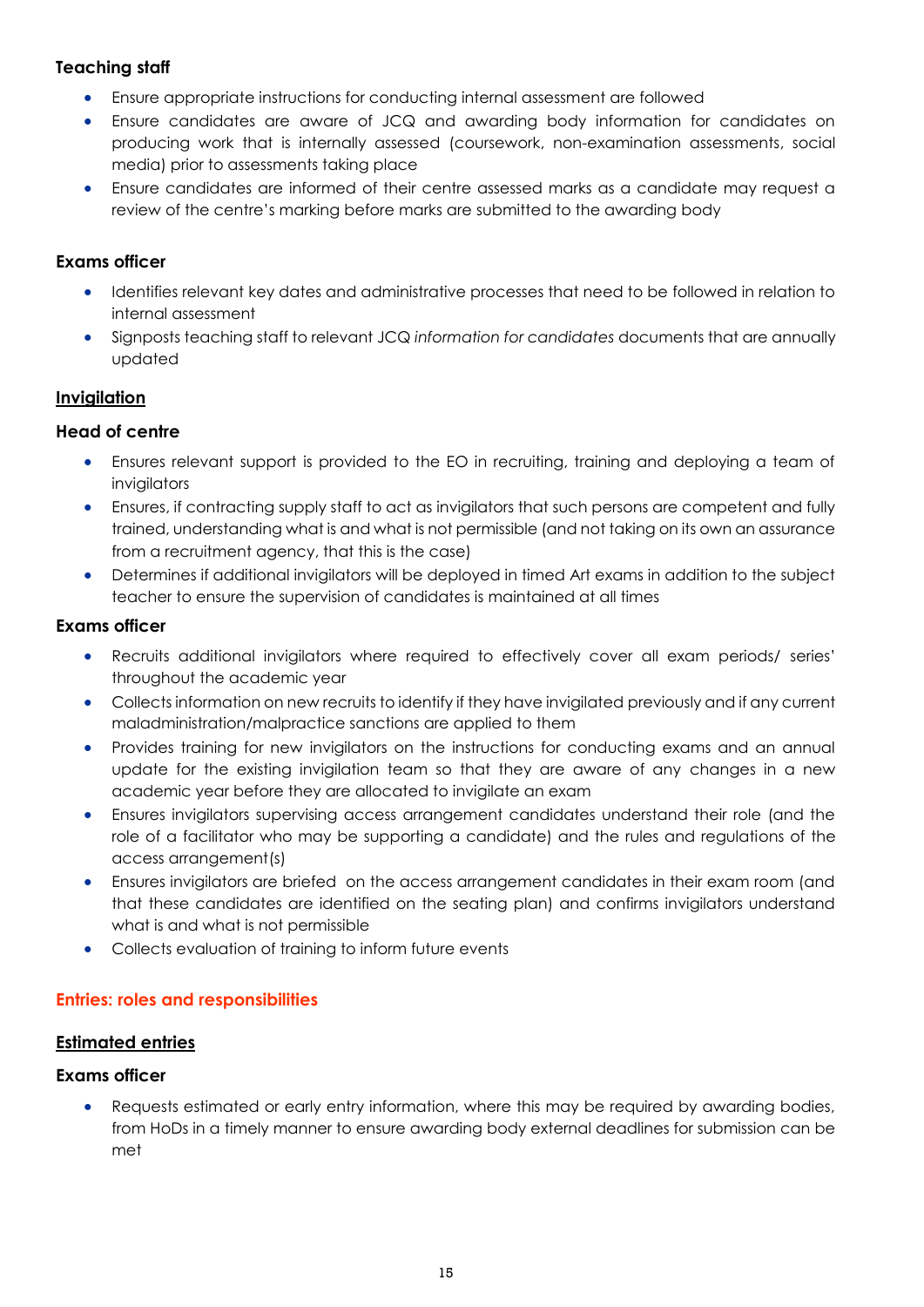#### Teaching staff

- Ensure appropriate instructions for conducting internal assessment are followed
- Ensure candidates are aware of JCQ and awarding body information for candidates on producing work that is internally assessed (coursework, non-examination assessments, social media) prior to assessments taking place
- Ensure candidates are informed of their centre assessed marks as a candidate may request a review of the centre's marking before marks are submitted to the awarding body

#### Exams officer

- Identifies relevant key dates and administrative processes that need to be followed in relation to internal assessment
- Signposts teaching staff to relevant JCQ *information for candidates* documents that are annually updated

### Invigilation

#### Head of centre

- Ensures relevant support is provided to the EO in recruiting, training and deploying a team of invigilators
- Ensures, if contracting supply staff to act as invigilators that such persons are competent and fully trained, understanding what is and what is not permissible (and not taking on its own an assurance from a recruitment agency, that this is the case)
- Determines if additional invigilators will be deployed in timed Art exams in addition to the subject teacher to ensure the supervision of candidates is maintained at all times

#### Exams officer

- Recruits additional invigilators where required to effectively cover all exam periods/ series' throughout the academic year
- Collects information on new recruits to identify if they have invigilated previously and if any current maladministration/malpractice sanctions are applied to them
- Provides training for new invigilators on the instructions for conducting exams and an annual update for the existing invigilation team so that they are aware of any changes in a new academic year before they are allocated to invigilate an exam
- Ensures invigilators supervising access arrangement candidates understand their role (and the role of a facilitator who may be supporting a candidate) and the rules and regulations of the access arrangement(s)
- Ensures invigilators are briefed on the access arrangement candidates in their exam room (and that these candidates are identified on the seating plan) and confirms invigilators understand what is and what is not permissible
- Collects evaluation of training to inform future events

## Entries: roles and responsibilities

### Estimated entries

#### Exams officer

- Requests estimated or early entry information, where this may be required by awarding bodies, from HoDs in a timely manner to ensure awarding body external deadlines for submission can be met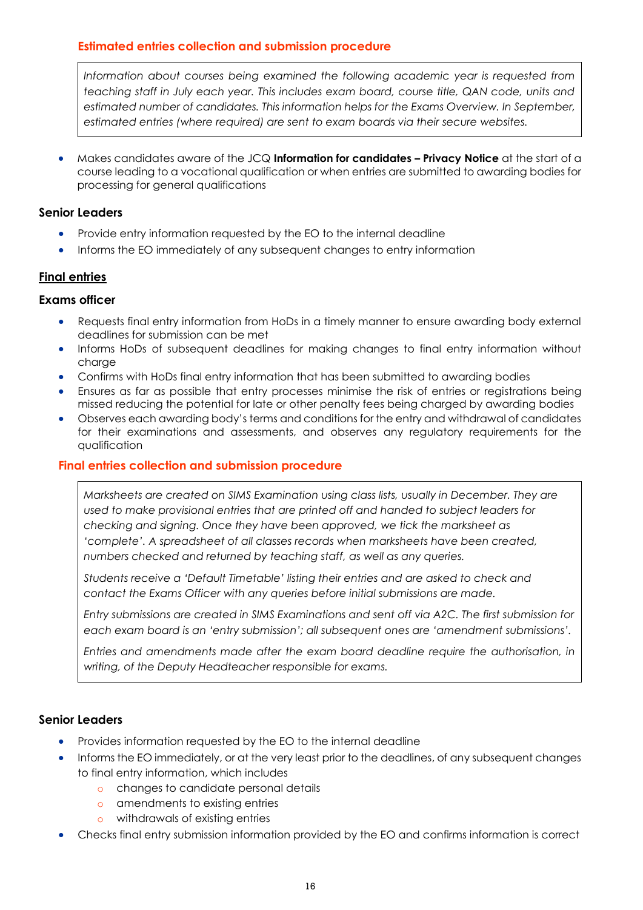### Estimated entries collection and submission procedure

*Information about courses being examined the following academic year is requested from teaching staff in July each year. This includes exam board, course title, QAN code, units and estimated number of candidates. This information helps for the Exams Overview. In September, estimated entries (where required) are sent to exam boards via their secure websites.*

- Makes candidates aware of the JCQ **Information for candidates – Privacy Notice** at the start of a course leading to a vocational qualification or when entries are submitted to awarding bodies for processing for general qualifications

**Senior Leaders**

- Provide entry information requested by the EO to the internal deadline
- Informs the EO immediately of any subsequent changes to entry information

## Final entries

**Exams officer**

- Requests final entry information from HoDs in a timely manner to ensure awarding body external deadlines for submission can be met
- Informs HoDs of subsequent deadlines for making changes to final entry information without charge
- Confirms with HoDs final entry information that has been submitted to awarding bodies
- Ensures as far as possible that entry processes minimise the risk of entries or registrations being missed reducing the potential for late or other penalty fees being charged by awarding bodies
- Observes each awarding body's terms and conditions for the entry and withdrawal of candidates for their examinations and assessments, and observes any regulatory requirements for the qualification

### Final entries collection and submission procedure

*Marksheets are created on SIMS Examination using class lists, usually in December. They are used to make provisional entries that are printed off and handed to subject leaders for checking and signing. Once they have been approved, we tick the marksheet as 'complete'. A spreadsheet of all classes records when marksheets have been created, numbers checked and returned by teaching staff, as well as any queries.*

*Students receive a 'Default Timetable' listing their entries and are asked to check and contact the Exams Officer with any queries before initial submissions are made.*

*Entry submissions are created in SIMS Examinations and sent off via A2C. The first submission for each exam board is an 'entry submission'; all subsequent ones are 'amendment submissions'.*

*Entries and amendments made after the exam board deadline require the authorisation, in writing, of the Deputy Headteacher responsible for exams.*

**Senior Leaders**

- Provides information requested by the EO to the internal deadline
- Informs the EO immediately, or at the very least prior to the deadlines, of any subsequent changes to final entry information, which includes
  - changes to candidate personal details
  - amendments to existing entries
  - withdrawals of existing entries
- Checks final entry submission information provided by the EO and confirms information is correct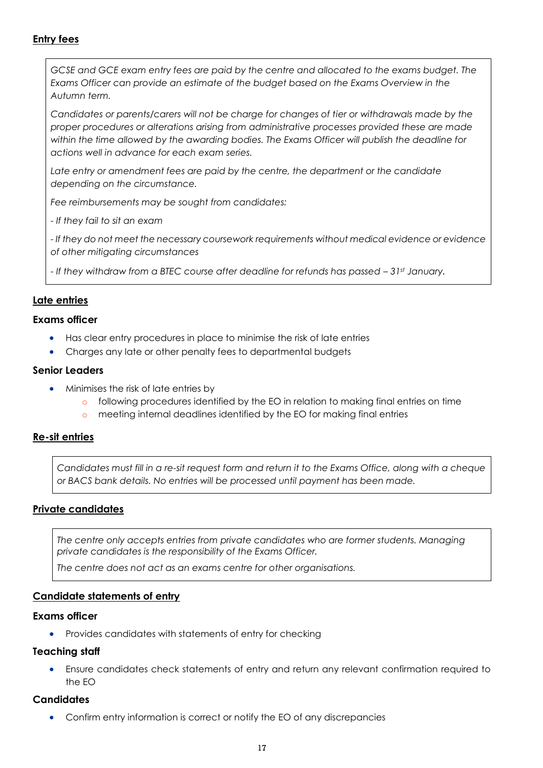## Entry fees

*GCSE and GCE exam entry fees are paid by the centre and allocated to the exams budget. The Exams Officer can provide an estimate of the budget based on the Exams Overview in the Autumn term.*

*Candidates or parents/carers will not be charge for changes of tier or withdrawals made by the proper procedures or alterations arising from administrative processes provided these are made within the time allowed by the awarding bodies. The Exams Officer will publish the deadline for actions well in advance for each exam series.*

*Late entry or amendment fees are paid by the centre, the department or the candidate depending on the circumstance.*

*Fee reimbursements may be sought from candidates:*

*- If they fail to sit an exam*

*- If they do not meet the necessary coursework requirements without medical evidence or evidence of other mitigating circumstances*

*- If they withdraw from a BTEC course after deadline for refunds has passed – 31st January.*

## Late entries

### Exams officer

- Has clear entry procedures in place to minimise the risk of late entries
- Charges any late or other penalty fees to departmental budgets

### Senior Leaders

- Minimises the risk of late entries by
  - following procedures identified by the EO in relation to making final entries on time
  - meeting internal deadlines identified by the EO for making final entries

## Re-sit entries

*Candidates must fill in a re-sit request form and return it to the Exams Office, along with a cheque or BACS bank details. No entries will be processed until payment has been made.*

## Private candidates

*The centre only accepts entries from private candidates who are former students. Managing private candidates is the responsibility of the Exams Officer.*

*The centre does not act as an exams centre for other organisations.*

## Candidate statements of entry

### Exams officer

- Provides candidates with statements of entry for checking

### Teaching staff

- Ensure candidates check statements of entry and return any relevant confirmation required to the EO

### Candidates

- Confirm entry information is correct or notify the EO of any discrepancies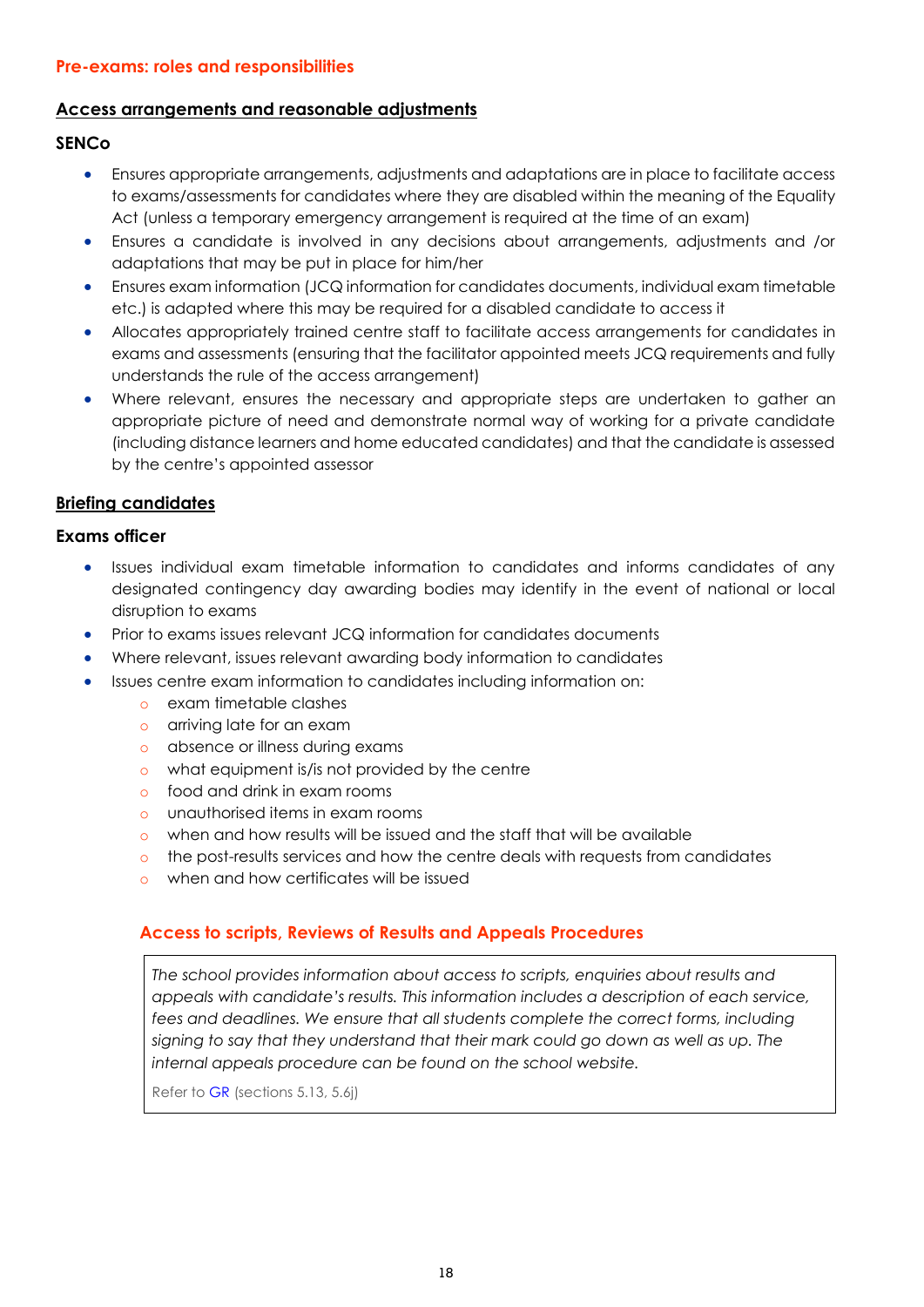## Pre-exams: roles and responsibilities

### Access arrangements and reasonable adjustments

**SENCo**

- Ensures appropriate arrangements, adjustments and adaptations are in place to facilitate access to exams/assessments for candidates where they are disabled within the meaning of the Equality Act (unless a temporary emergency arrangement is required at the time of an exam)
- Ensures a candidate is involved in any decisions about arrangements, adjustments and /or adaptations that may be put in place for him/her
- Ensures exam information (JCQ information for candidates documents, individual exam timetable etc.) is adapted where this may be required for a disabled candidate to access it
- Allocates appropriately trained centre staff to facilitate access arrangements for candidates in exams and assessments (ensuring that the facilitator appointed meets JCQ requirements and fully understands the rule of the access arrangement)
- Where relevant, ensures the necessary and appropriate steps are undertaken to gather an appropriate picture of need and demonstrate normal way of working for a private candidate (including distance learners and home educated candidates) and that the candidate is assessed by the centre's appointed assessor

### Briefing candidates

**Exams officer**

- Issues individual exam timetable information to candidates and informs candidates of any designated contingency day awarding bodies may identify in the event of national or local disruption to exams
- Prior to exams issues relevant JCQ information for candidates documents
- Where relevant, issues relevant awarding body information to candidates
- Issues centre exam information to candidates including information on:
    - exam timetable clashes
    - arriving late for an exam
    - absence or illness during exams
    - what equipment is/is not provided by the centre
    - food and drink in exam rooms
    - unauthorised items in exam rooms
    - when and how results will be issued and the staff that will be available
    - the post-results services and how the centre deals with requests from candidates
    - when and how certificates will be issued

## Access to scripts, Reviews of Results and Appeals Procedures

*The school provides information about access to scripts, enquiries about results and appeals with candidate's results. This information includes a description of each service, fees and deadlines. We ensure that all students complete the correct forms, including signing to say that they understand that their mark could go down as well as up. The internal appeals procedure can be found on the school website.*

Refer to GR (sections 5.13, 5.6j)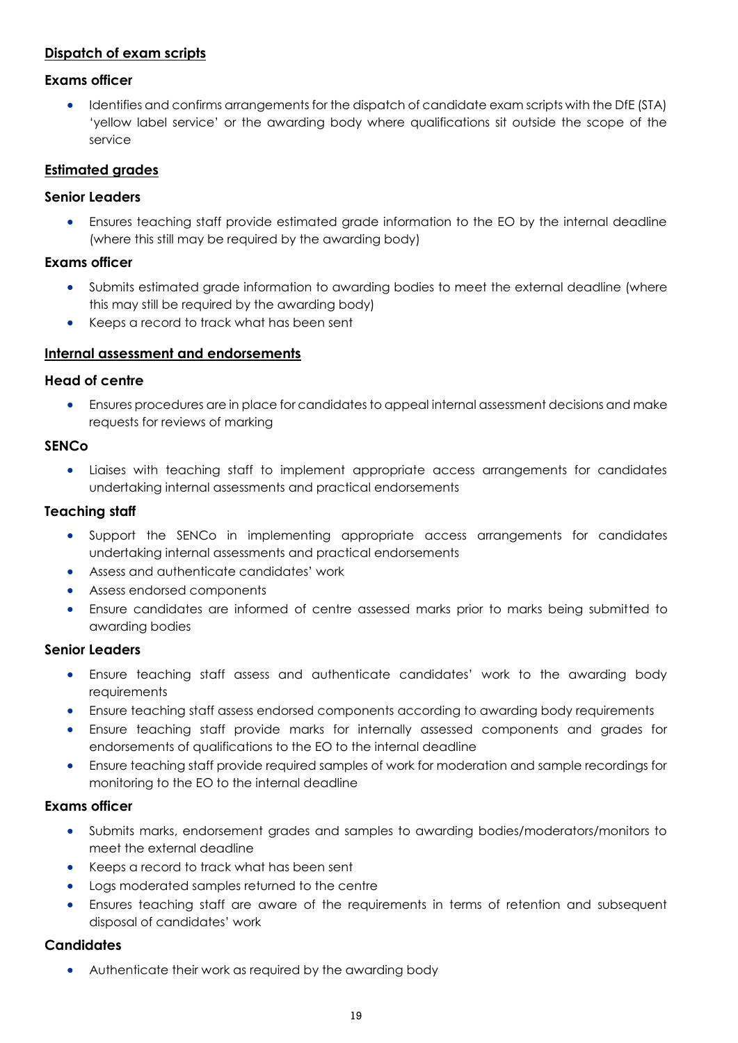## Dispatch of exam scripts

### Exams officer

- Identifies and confirms arrangements for the dispatch of candidate exam scripts with the DfE (STA) 'yellow label service' or the awarding body where qualifications sit outside the scope of the service

## Estimated grades

### Senior Leaders

- Ensures teaching staff provide estimated grade information to the EO by the internal deadline (where this still may be required by the awarding body)

### Exams officer

- Submits estimated grade information to awarding bodies to meet the external deadline (where this may still be required by the awarding body)
- Keeps a record to track what has been sent

## Internal assessment and endorsements

### Head of centre

- Ensures procedures are in place for candidates to appeal internal assessment decisions and make requests for reviews of marking

### SENCo

- Liaises with teaching staff to implement appropriate access arrangements for candidates undertaking internal assessments and practical endorsements

### Teaching staff

- Support the SENCo in implementing appropriate access arrangements for candidates undertaking internal assessments and practical endorsements
- Assess and authenticate candidates' work
- Assess endorsed components
- Ensure candidates are informed of centre assessed marks prior to marks being submitted to awarding bodies

### Senior Leaders

- Ensure teaching staff assess and authenticate candidates' work to the awarding body requirements
- Ensure teaching staff assess endorsed components according to awarding body requirements
- Ensure teaching staff provide marks for internally assessed components and grades for endorsements of qualifications to the EO to the internal deadline
- Ensure teaching staff provide required samples of work for moderation and sample recordings for monitoring to the EO to the internal deadline

### Exams officer

- Submits marks, endorsement grades and samples to awarding bodies/moderators/monitors to meet the external deadline
- Keeps a record to track what has been sent
- Logs moderated samples returned to the centre
- Ensures teaching staff are aware of the requirements in terms of retention and subsequent disposal of candidates' work

### Candidates

- Authenticate their work as required by the awarding body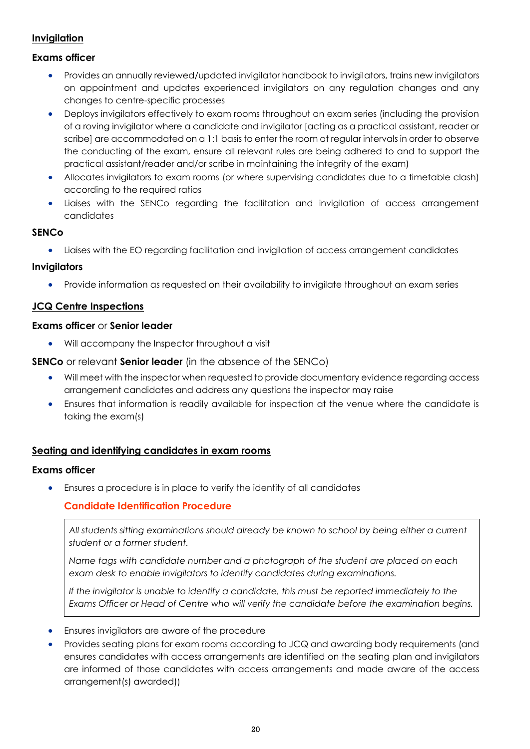## Invigilation

### Exams officer

- Provides an annually reviewed/updated invigilator handbook to invigilators, trains new invigilators on appointment and updates experienced invigilators on any regulation changes and any changes to centre-specific processes
- Deploys invigilators effectively to exam rooms throughout an exam series (including the provision of a roving invigilator where a candidate and invigilator [acting as a practical assistant, reader or scribe] are accommodated on a 1:1 basis to enter the room at regular intervals in order to observe the conducting of the exam, ensure all relevant rules are being adhered to and to support the practical assistant/reader and/or scribe in maintaining the integrity of the exam)
- Allocates invigilators to exam rooms (or where supervising candidates due to a timetable clash) according to the required ratios
- Liaises with the SENCo regarding the facilitation and invigilation of access arrangement candidates

### SENCo

- Liaises with the EO regarding facilitation and invigilation of access arrangement candidates

### Invigilators

- Provide information as requested on their availability to invigilate throughout an exam series

## JCQ Centre Inspections

### Exams officer or Senior leader

- Will accompany the Inspector throughout a visit

### SENCo or relevant Senior leader (in the absence of the SENCo)

- Will meet with the inspector when requested to provide documentary evidence regarding access arrangement candidates and address any questions the inspector may raise
- Ensures that information is readily available for inspection at the venue where the candidate is taking the exam(s)

## Seating and identifying candidates in exam rooms

### Exams officer

- Ensures a procedure is in place to verify the identity of all candidates

  **Candidate Identification Procedure**

  *All students sitting examinations should already be known to school by being either a current student or a former student.*

  *Name tags with candidate number and a photograph of the student are placed on each exam desk to enable invigilators to identify candidates during examinations.*

  *If the invigilator is unable to identify a candidate, this must be reported immediately to the Exams Officer or Head of Centre who will verify the candidate before the examination begins.*

- Ensures invigilators are aware of the procedure
- Provides seating plans for exam rooms according to JCQ and awarding body requirements (and ensures candidates with access arrangements are identified on the seating plan and invigilators are informed of those candidates with access arrangements and made aware of the access arrangement(s) awarded))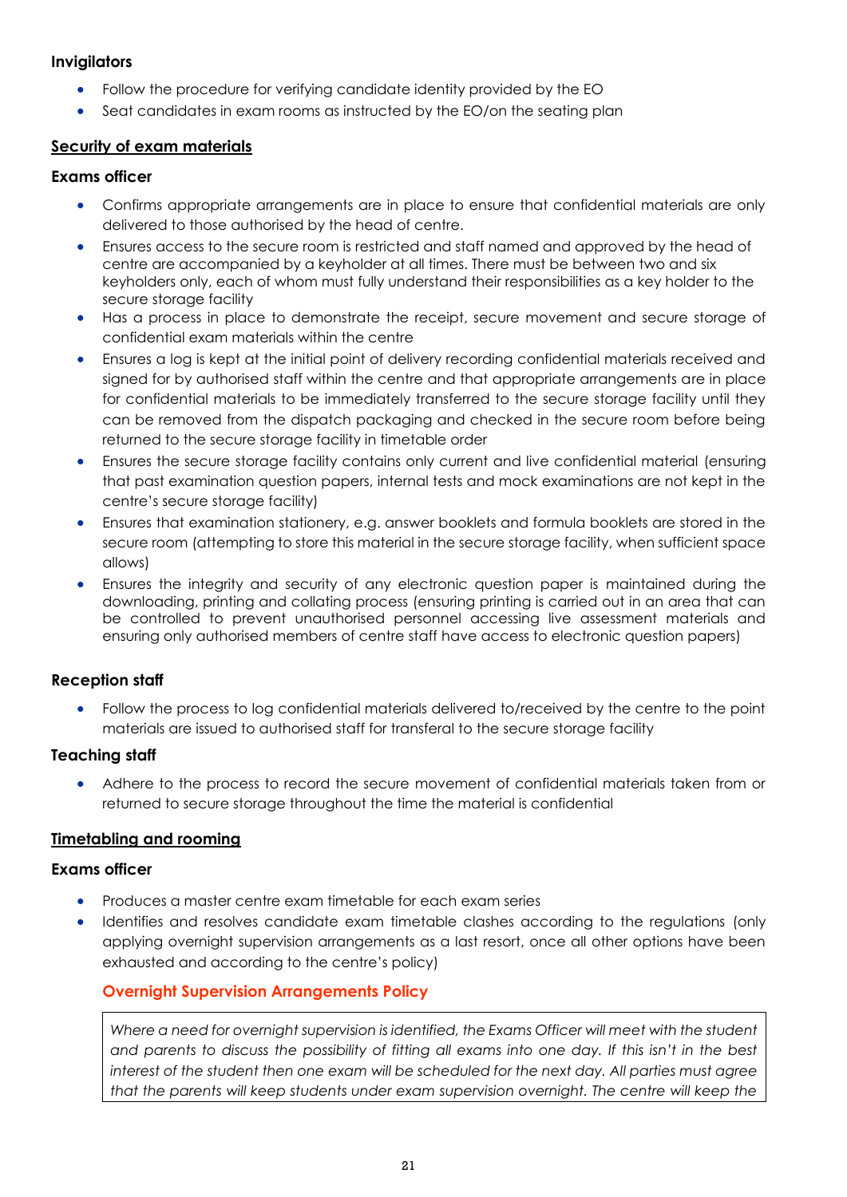**Invigilators**

- Follow the procedure for verifying candidate identity provided by the EO
- Seat candidates in exam rooms as instructed by the EO/on the seating plan

## Security of exam materials

**Exams officer**

- Confirms appropriate arrangements are in place to ensure that confidential materials are only delivered to those authorised by the head of centre.
- Ensures access to the secure room is restricted and staff named and approved by the head of centre are accompanied by a keyholder at all times. There must be between two and six keyholders only, each of whom must fully understand their responsibilities as a key holder to the secure storage facility
- Has a process in place to demonstrate the receipt, secure movement and secure storage of confidential exam materials within the centre
- Ensures a log is kept at the initial point of delivery recording confidential materials received and signed for by authorised staff within the centre and that appropriate arrangements are in place for confidential materials to be immediately transferred to the secure storage facility until they can be removed from the dispatch packaging and checked in the secure room before being returned to the secure storage facility in timetable order
- Ensures the secure storage facility contains only current and live confidential material (ensuring that past examination question papers, internal tests and mock examinations are not kept in the centre's secure storage facility)
- Ensures that examination stationery, e.g. answer booklets and formula booklets are stored in the secure room (attempting to store this material in the secure storage facility, when sufficient space allows)
- Ensures the integrity and security of any electronic question paper is maintained during the downloading, printing and collating process (ensuring printing is carried out in an area that can be controlled to prevent unauthorised personnel accessing live assessment materials and ensuring only authorised members of centre staff have access to electronic question papers)

**Reception staff**

- Follow the process to log confidential materials delivered to/received by the centre to the point materials are issued to authorised staff for transferal to the secure storage facility

**Teaching staff**

- Adhere to the process to record the secure movement of confidential materials taken from or returned to secure storage throughout the time the material is confidential

## Timetabling and rooming

**Exams officer**

- Produces a master centre exam timetable for each exam series
- Identifies and resolves candidate exam timetable clashes according to the regulations (only applying overnight supervision arrangements as a last resort, once all other options have been exhausted and according to the centre's policy)

**Overnight Supervision Arrangements Policy**

*Where a need for overnight supervision is identified, the Exams Officer will meet with the student and parents to discuss the possibility of fitting all exams into one day. If this isn't in the best interest of the student then one exam will be scheduled for the next day. All parties must agree that the parents will keep students under exam supervision overnight. The centre will keep the*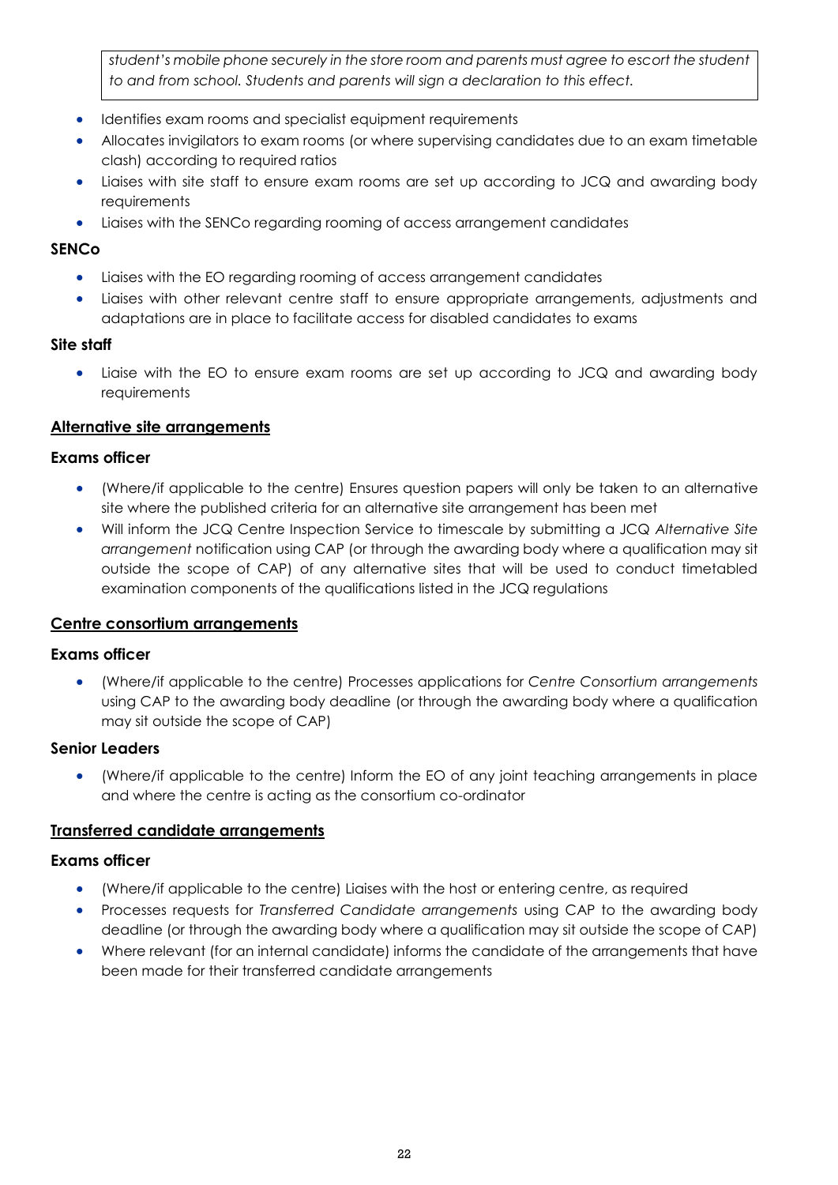*student's mobile phone securely in the store room and parents must agree to escort the student to and from school. Students and parents will sign a declaration to this effect.*

- Identifies exam rooms and specialist equipment requirements
- Allocates invigilators to exam rooms (or where supervising candidates due to an exam timetable clash) according to required ratios
- Liaises with site staff to ensure exam rooms are set up according to JCQ and awarding body requirements
- Liaises with the SENCo regarding rooming of access arrangement candidates

**SENCo**

- Liaises with the EO regarding rooming of access arrangement candidates
- Liaises with other relevant centre staff to ensure appropriate arrangements, adjustments and adaptations are in place to facilitate access for disabled candidates to exams

**Site staff**

- Liaise with the EO to ensure exam rooms are set up according to JCQ and awarding body requirements

**<u>Alternative site arrangements</u>**

**Exams officer**

- (Where/if applicable to the centre) Ensures question papers will only be taken to an alternative site where the published criteria for an alternative site arrangement has been met
- Will inform the JCQ Centre Inspection Service to timescale by submitting a JCQ *Alternative Site arrangement* notification using CAP (or through the awarding body where a qualification may sit outside the scope of CAP) of any alternative sites that will be used to conduct timetabled examination components of the qualifications listed in the JCQ regulations

**<u>Centre consortium arrangements</u>**

**Exams officer**

- (Where/if applicable to the centre) Processes applications for *Centre Consortium arrangements* using CAP to the awarding body deadline (or through the awarding body where a qualification may sit outside the scope of CAP)

**Senior Leaders**

- (Where/if applicable to the centre) Inform the EO of any joint teaching arrangements in place and where the centre is acting as the consortium co-ordinator

**<u>Transferred candidate arrangements</u>**

**Exams officer**

- (Where/if applicable to the centre) Liaises with the host or entering centre, as required
- Processes requests for *Transferred Candidate arrangements* using CAP to the awarding body deadline (or through the awarding body where a qualification may sit outside the scope of CAP)
- Where relevant (for an internal candidate) informs the candidate of the arrangements that have been made for their transferred candidate arrangements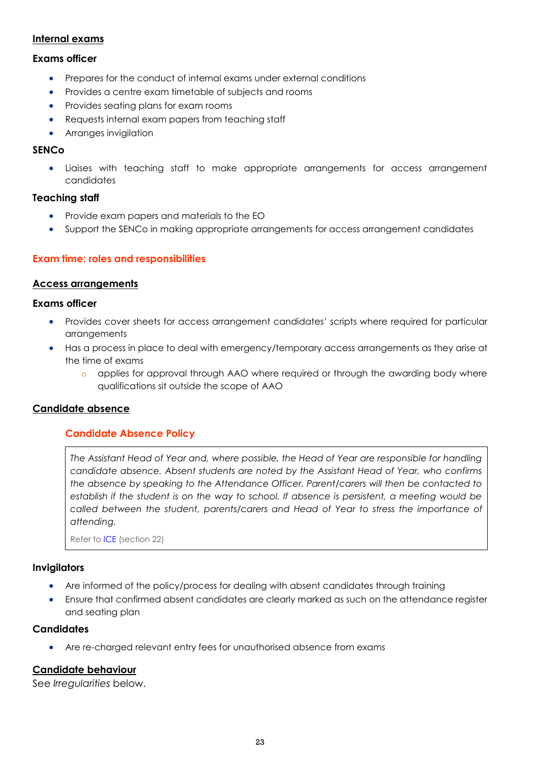### Internal exams

#### Exams officer

- Prepares for the conduct of internal exams under external conditions
- Provides a centre exam timetable of subjects and rooms
- Provides seating plans for exam rooms
- Requests internal exam papers from teaching staff
- Arranges invigilation

#### SENCo

- Liaises with teaching staff to make appropriate arrangements for access arrangement candidates

#### Teaching staff

- Provide exam papers and materials to the EO
- Support the SENCo in making appropriate arrangements for access arrangement candidates

## Exam time: roles and responsibilities

### Access arrangements

#### Exams officer

- Provides cover sheets for access arrangement candidates' scripts where required for particular arrangements
- Has a process in place to deal with emergency/temporary access arrangements as they arise at the time of exams
  - applies for approval through AAO where required or through the awarding body where qualifications sit outside the scope of AAO

### Candidate absence

#### Candidate Absence Policy

*The Assistant Head of Year and, where possible, the Head of Year are responsible for handling candidate absence. Absent students are noted by the Assistant Head of Year, who confirms the absence by speaking to the Attendance Officer. Parent/carers will then be contacted to establish if the student is on the way to school. If absence is persistent, a meeting would be called between the student, parents/carers and Head of Year to stress the importance of attending.*

Refer to ICE (section 22)

#### Invigilators

- Are informed of the policy/process for dealing with absent candidates through training
- Ensure that confirmed absent candidates are clearly marked as such on the attendance register and seating plan

#### Candidates

- Are re-charged relevant entry fees for unauthorised absence from exams

### Candidate behaviour

See *Irregularities* below.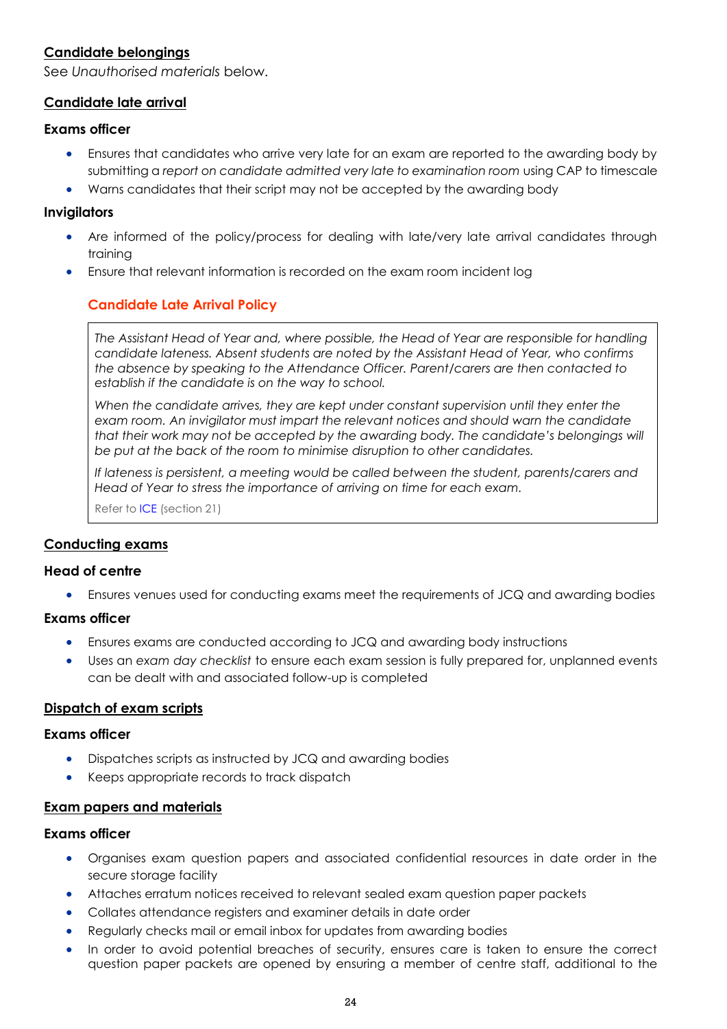## Candidate belongings

See *Unauthorised materials* below.

## Candidate late arrival

### Exams officer

- Ensures that candidates who arrive very late for an exam are reported to the awarding body by submitting a *report on candidate admitted very late to examination room* using CAP to timescale
- Warns candidates that their script may not be accepted by the awarding body

### Invigilators

- Are informed of the policy/process for dealing with late/very late arrival candidates through training
- Ensure that relevant information is recorded on the exam room incident log

#### Candidate Late Arrival Policy

> *The Assistant Head of Year and, where possible, the Head of Year are responsible for handling candidate lateness. Absent students are noted by the Assistant Head of Year, who confirms the absence by speaking to the Attendance Officer. Parent/carers are then contacted to establish if the candidate is on the way to school.*
>
> *When the candidate arrives, they are kept under constant supervision until they enter the exam room. An invigilator must impart the relevant notices and should warn the candidate that their work may not be accepted by the awarding body. The candidate's belongings will be put at the back of the room to minimise disruption to other candidates.*
>
> *If lateness is persistent, a meeting would be called between the student, parents/carers and Head of Year to stress the importance of arriving on time for each exam.*
>
> Refer to ICE (section 21)

## Conducting exams

### Head of centre

- Ensures venues used for conducting exams meet the requirements of JCQ and awarding bodies

### Exams officer

- Ensures exams are conducted according to JCQ and awarding body instructions
- Uses an *exam day checklist* to ensure each exam session is fully prepared for, unplanned events can be dealt with and associated follow-up is completed

## Dispatch of exam scripts

### Exams officer

- Dispatches scripts as instructed by JCQ and awarding bodies
- Keeps appropriate records to track dispatch

## Exam papers and materials

### Exams officer

- Organises exam question papers and associated confidential resources in date order in the secure storage facility
- Attaches erratum notices received to relevant sealed exam question paper packets
- Collates attendance registers and examiner details in date order
- Regularly checks mail or email inbox for updates from awarding bodies
- In order to avoid potential breaches of security, ensures care is taken to ensure the correct question paper packets are opened by ensuring a member of centre staff, additional to the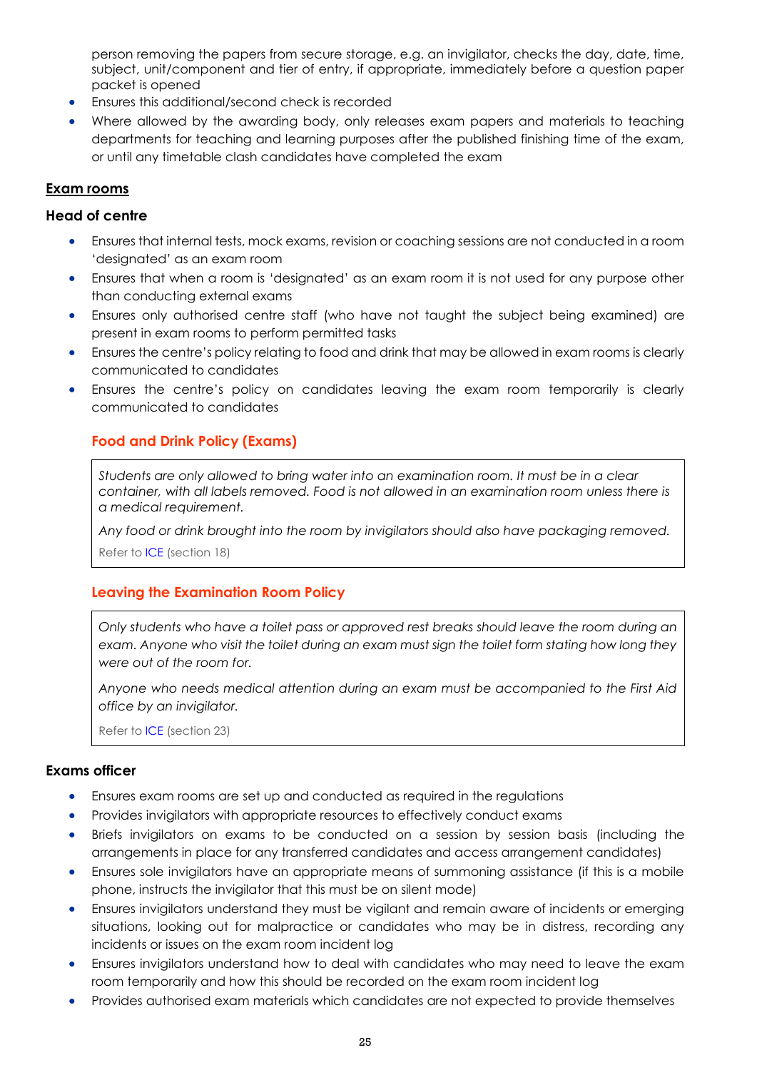person removing the papers from secure storage, e.g. an invigilator, checks the day, date, time, subject, unit/component and tier of entry, if appropriate, immediately before a question paper packet is opened

- Ensures this additional/second check is recorded
- Where allowed by the awarding body, only releases exam papers and materials to teaching departments for teaching and learning purposes after the published finishing time of the exam, or until any timetable clash candidates have completed the exam

## Exam rooms

### Head of centre

- Ensures that internal tests, mock exams, revision or coaching sessions are not conducted in a room 'designated' as an exam room
- Ensures that when a room is 'designated' as an exam room it is not used for any purpose other than conducting external exams
- Ensures only authorised centre staff (who have not taught the subject being examined) are present in exam rooms to perform permitted tasks
- Ensures the centre's policy relating to food and drink that may be allowed in exam rooms is clearly communicated to candidates
- Ensures the centre's policy on candidates leaving the exam room temporarily is clearly communicated to candidates

#### Food and Drink Policy (Exams)

*Students are only allowed to bring water into an examination room. It must be in a clear container, with all labels removed. Food is not allowed in an examination room unless there is a medical requirement.*

*Any food or drink brought into the room by invigilators should also have packaging removed.*

Refer to ICE (section 18)

#### Leaving the Examination Room Policy

*Only students who have a toilet pass or approved rest breaks should leave the room during an exam. Anyone who visit the toilet during an exam must sign the toilet form stating how long they were out of the room for.*

*Anyone who needs medical attention during an exam must be accompanied to the First Aid office by an invigilator.*

Refer to ICE (section 23)

### Exams officer

- Ensures exam rooms are set up and conducted as required in the regulations
- Provides invigilators with appropriate resources to effectively conduct exams
- Briefs invigilators on exams to be conducted on a session by session basis (including the arrangements in place for any transferred candidates and access arrangement candidates)
- Ensures sole invigilators have an appropriate means of summoning assistance (if this is a mobile phone, instructs the invigilator that this must be on silent mode)
- Ensures invigilators understand they must be vigilant and remain aware of incidents or emerging situations, looking out for malpractice or candidates who may be in distress, recording any incidents or issues on the exam room incident log
- Ensures invigilators understand how to deal with candidates who may need to leave the exam room temporarily and how this should be recorded on the exam room incident log
- Provides authorised exam materials which candidates are not expected to provide themselves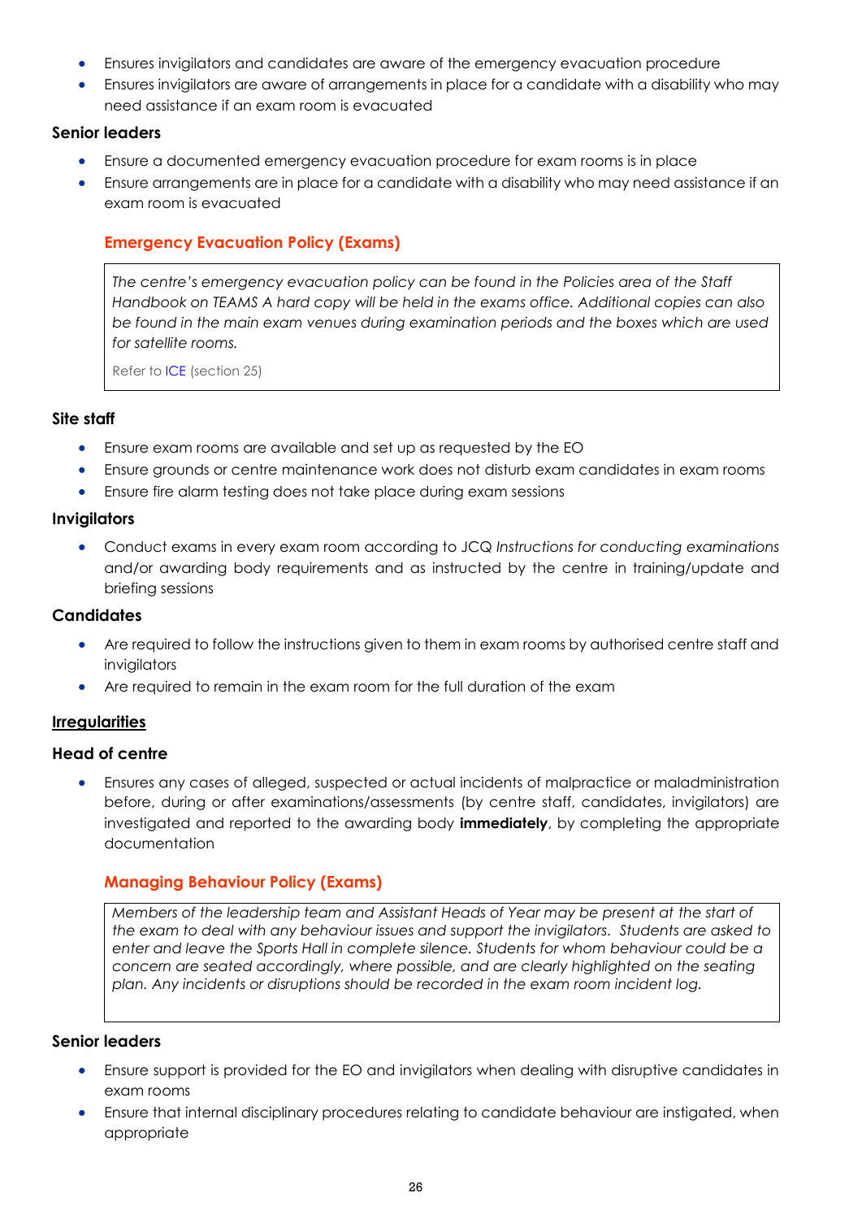- Ensures invigilators and candidates are aware of the emergency evacuation procedure
- Ensures invigilators are aware of arrangements in place for a candidate with a disability who may need assistance if an exam room is evacuated

### Senior leaders

- Ensure a documented emergency evacuation procedure for exam rooms is in place
- Ensure arrangements are in place for a candidate with a disability who may need assistance if an exam room is evacuated

#### Emergency Evacuation Policy (Exams)

> *The centre's emergency evacuation policy can be found in the Policies area of the Staff Handbook on TEAMS A hard copy will be held in the exams office. Additional copies can also be found in the main exam venues during examination periods and the boxes which are used for satellite rooms.*
>
> Refer to ICE (section 25)

### Site staff

- Ensure exam rooms are available and set up as requested by the EO
- Ensure grounds or centre maintenance work does not disturb exam candidates in exam rooms
- Ensure fire alarm testing does not take place during exam sessions

### Invigilators

- Conduct exams in every exam room according to JCQ *Instructions for conducting examinations* and/or awarding body requirements and as instructed by the centre in training/update and briefing sessions

### Candidates

- Are required to follow the instructions given to them in exam rooms by authorised centre staff and invigilators
- Are required to remain in the exam room for the full duration of the exam

## Irregularities

### Head of centre

- Ensures any cases of alleged, suspected or actual incidents of malpractice or maladministration before, during or after examinations/assessments (by centre staff, candidates, invigilators) are investigated and reported to the awarding body **immediately**, by completing the appropriate documentation

#### Managing Behaviour Policy (Exams)

> *Members of the leadership team and Assistant Heads of Year may be present at the start of the exam to deal with any behaviour issues and support the invigilators. Students are asked to enter and leave the Sports Hall in complete silence. Students for whom behaviour could be a concern are seated accordingly, where possible, and are clearly highlighted on the seating plan. Any incidents or disruptions should be recorded in the exam room incident log.*

### Senior leaders

- Ensure support is provided for the EO and invigilators when dealing with disruptive candidates in exam rooms
- Ensure that internal disciplinary procedures relating to candidate behaviour are instigated, when appropriate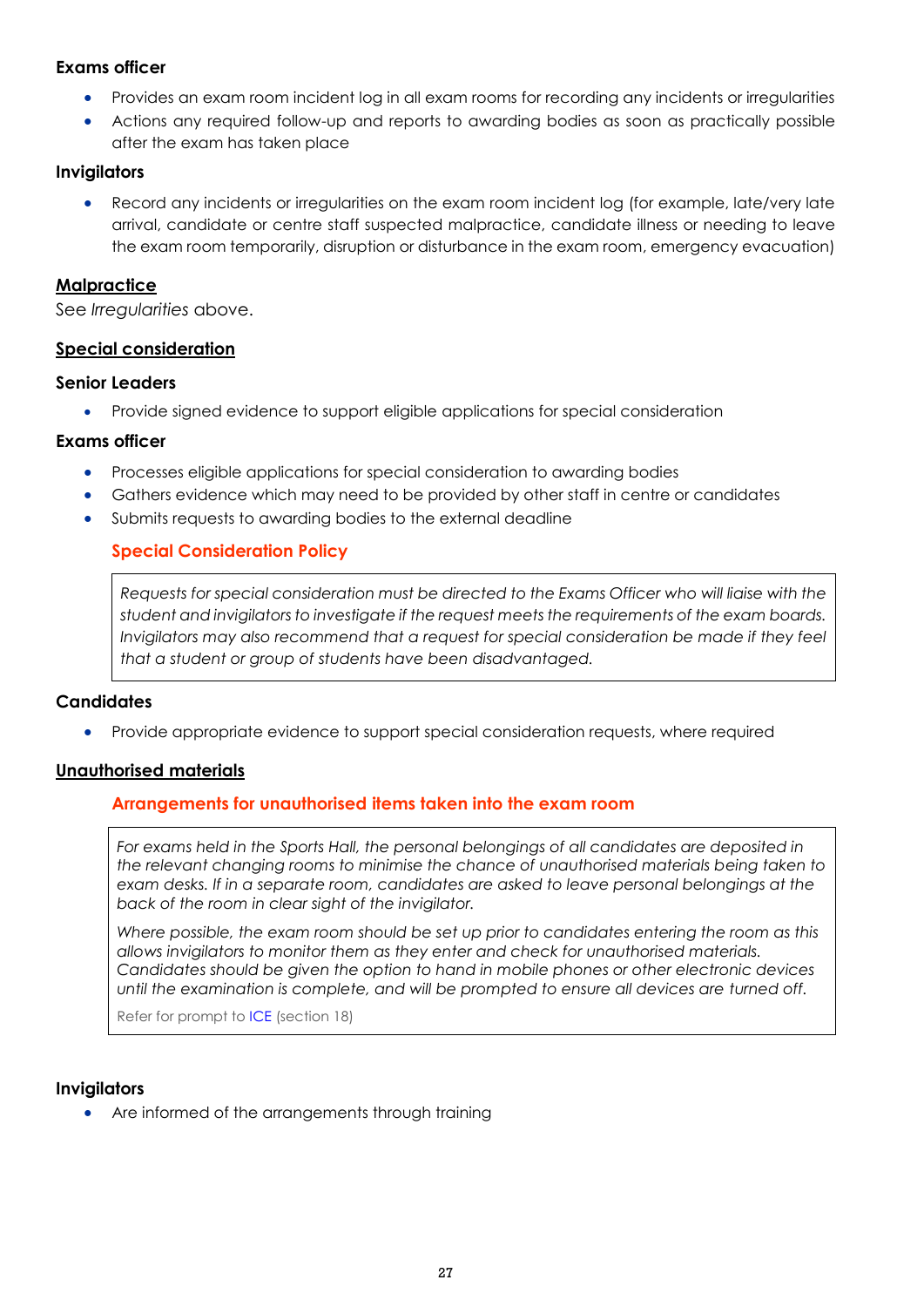**Exams officer**

- Provides an exam room incident log in all exam rooms for recording any incidents or irregularities
- Actions any required follow-up and reports to awarding bodies as soon as practically possible after the exam has taken place

**Invigilators**

- Record any incidents or irregularities on the exam room incident log (for example, late/very late arrival, candidate or centre staff suspected malpractice, candidate illness or needing to leave the exam room temporarily, disruption or disturbance in the exam room, emergency evacuation)

## Malpractice

See *Irregularities* above.

## Special consideration

**Senior Leaders**

- Provide signed evidence to support eligible applications for special consideration

**Exams officer**

- Processes eligible applications for special consideration to awarding bodies
- Gathers evidence which may need to be provided by other staff in centre or candidates
- Submits requests to awarding bodies to the external deadline

### Special Consideration Policy

*Requests for special consideration must be directed to the Exams Officer who will liaise with the student and invigilators to investigate if the request meets the requirements of the exam boards. Invigilators may also recommend that a request for special consideration be made if they feel that a student or group of students have been disadvantaged.*

**Candidates**

- Provide appropriate evidence to support special consideration requests, where required

## Unauthorised materials

### Arrangements for unauthorised items taken into the exam room

*For exams held in the Sports Hall, the personal belongings of all candidates are deposited in the relevant changing rooms to minimise the chance of unauthorised materials being taken to exam desks. If in a separate room, candidates are asked to leave personal belongings at the back of the room in clear sight of the invigilator.*

*Where possible, the exam room should be set up prior to candidates entering the room as this allows invigilators to monitor them as they enter and check for unauthorised materials. Candidates should be given the option to hand in mobile phones or other electronic devices until the examination is complete, and will be prompted to ensure all devices are turned off.*

Refer for prompt to ICE (section 18)

**Invigilators**

- Are informed of the arrangements through training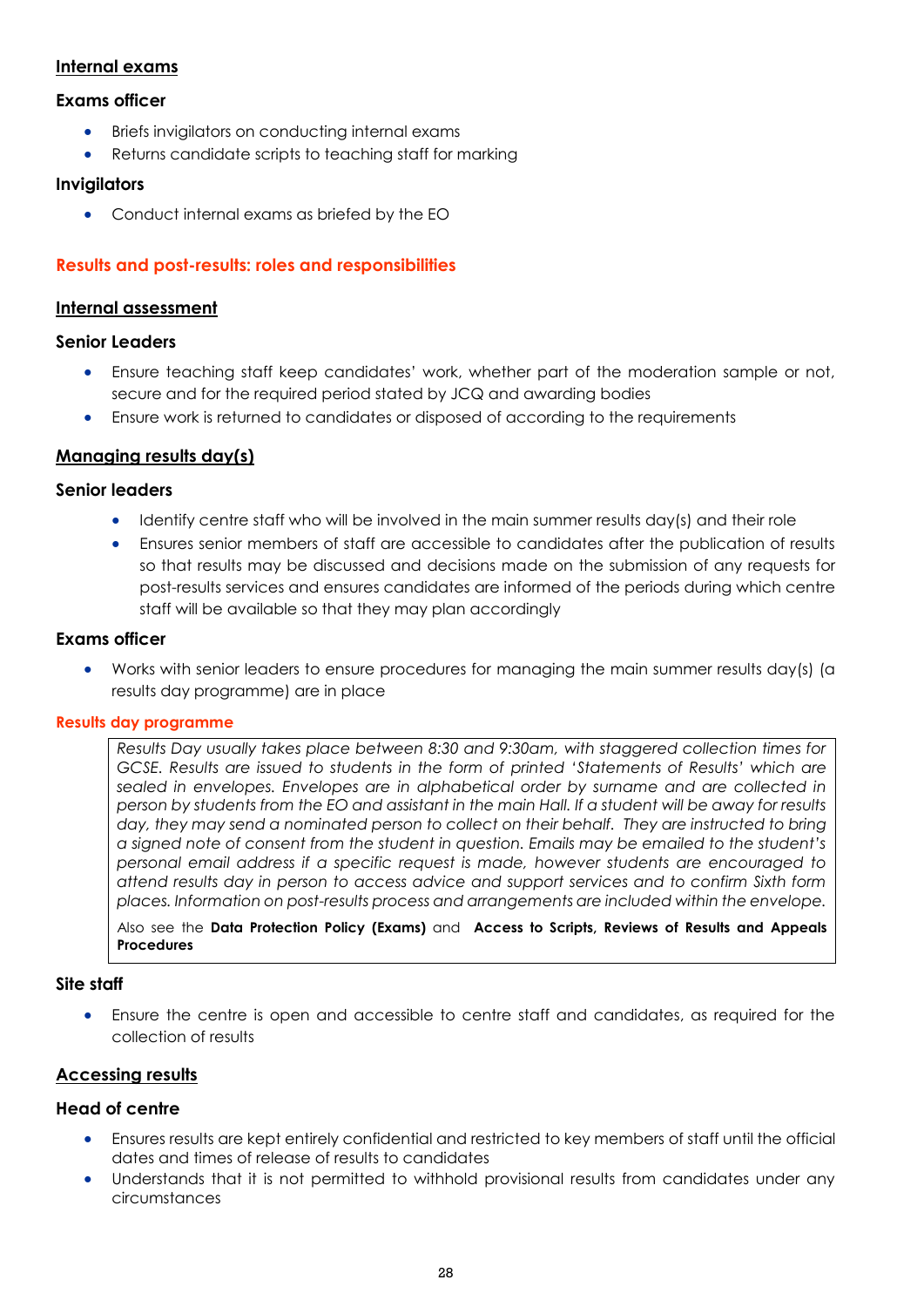### Internal exams

#### Exams officer

- Briefs invigilators on conducting internal exams
- Returns candidate scripts to teaching staff for marking

#### Invigilators

- Conduct internal exams as briefed by the EO

## Results and post-results: roles and responsibilities

### Internal assessment

#### Senior Leaders

- Ensure teaching staff keep candidates' work, whether part of the moderation sample or not, secure and for the required period stated by JCQ and awarding bodies
- Ensure work is returned to candidates or disposed of according to the requirements

### Managing results day(s)

#### Senior leaders

- Identify centre staff who will be involved in the main summer results day(s) and their role
- Ensures senior members of staff are accessible to candidates after the publication of results so that results may be discussed and decisions made on the submission of any requests for post-results services and ensures candidates are informed of the periods during which centre staff will be available so that they may plan accordingly

#### Exams officer

- Works with senior leaders to ensure procedures for managing the main summer results day(s) (a results day programme) are in place

#### Results day programme

*Results Day usually takes place between 8:30 and 9:30am, with staggered collection times for GCSE. Results are issued to students in the form of printed 'Statements of Results' which are sealed in envelopes. Envelopes are in alphabetical order by surname and are collected in person by students from the EO and assistant in the main Hall. If a student will be away for results day, they may send a nominated person to collect on their behalf. They are instructed to bring a signed note of consent from the student in question. Emails may be emailed to the student's personal email address if a specific request is made, however students are encouraged to attend results day in person to access advice and support services and to confirm Sixth form places. Information on post-results process and arrangements are included within the envelope.*

Also see the **Data Protection Policy (Exams)** and **Access to Scripts, Reviews of Results and Appeals Procedures**

#### Site staff

- Ensure the centre is open and accessible to centre staff and candidates, as required for the collection of results

### Accessing results

#### Head of centre

- Ensures results are kept entirely confidential and restricted to key members of staff until the official dates and times of release of results to candidates
- Understands that it is not permitted to withhold provisional results from candidates under any circumstances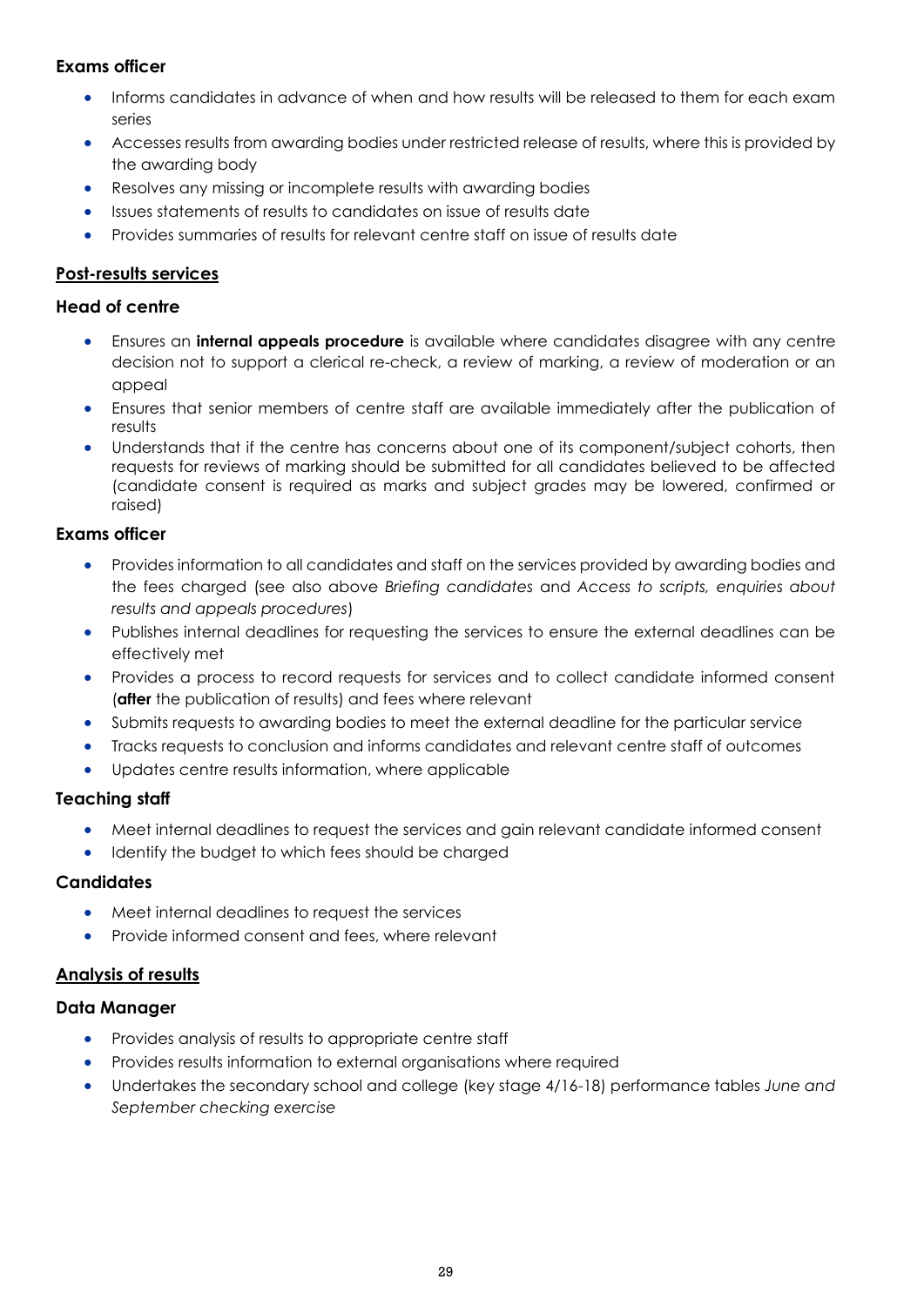### Exams officer

- Informs candidates in advance of when and how results will be released to them for each exam series
- Accesses results from awarding bodies under restricted release of results, where this is provided by the awarding body
- Resolves any missing or incomplete results with awarding bodies
- Issues statements of results to candidates on issue of results date
- Provides summaries of results for relevant centre staff on issue of results date

## Post-results services

### Head of centre

- Ensures an **internal appeals procedure** is available where candidates disagree with any centre decision not to support a clerical re-check, a review of marking, a review of moderation or an appeal
- Ensures that senior members of centre staff are available immediately after the publication of results
- Understands that if the centre has concerns about one of its component/subject cohorts, then requests for reviews of marking should be submitted for all candidates believed to be affected (candidate consent is required as marks and subject grades may be lowered, confirmed or raised)

### Exams officer

- Provides information to all candidates and staff on the services provided by awarding bodies and the fees charged (see also above *Briefing candidates* and *Access to scripts, enquiries about results and appeals procedures*)
- Publishes internal deadlines for requesting the services to ensure the external deadlines can be effectively met
- Provides a process to record requests for services and to collect candidate informed consent (**after** the publication of results) and fees where relevant
- Submits requests to awarding bodies to meet the external deadline for the particular service
- Tracks requests to conclusion and informs candidates and relevant centre staff of outcomes
- Updates centre results information, where applicable

### Teaching staff

- Meet internal deadlines to request the services and gain relevant candidate informed consent
- Identify the budget to which fees should be charged

### Candidates

- Meet internal deadlines to request the services
- Provide informed consent and fees, where relevant

## Analysis of results

### Data Manager

- Provides analysis of results to appropriate centre staff
- Provides results information to external organisations where required
- Undertakes the secondary school and college (key stage 4/16-18) performance tables *June and September checking exercise*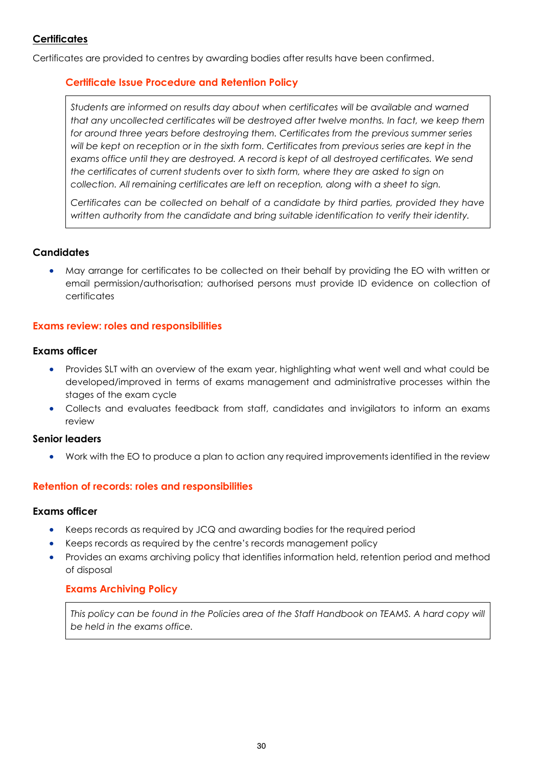## Certificates

Certificates are provided to centres by awarding bodies after results have been confirmed.

### Certificate Issue Procedure and Retention Policy

> *Students are informed on results day about when certificates will be available and warned that any uncollected certificates will be destroyed after twelve months. In fact, we keep them for around three years before destroying them. Certificates from the previous summer series will be kept on reception or in the sixth form. Certificates from previous series are kept in the exams office until they are destroyed. A record is kept of all destroyed certificates. We send the certificates of current students over to sixth form, where they are asked to sign on collection. All remaining certificates are left on reception, along with a sheet to sign.*
>
> *Certificates can be collected on behalf of a candidate by third parties, provided they have written authority from the candidate and bring suitable identification to verify their identity.*

**Candidates**

- May arrange for certificates to be collected on their behalf by providing the EO with written or email permission/authorisation; authorised persons must provide ID evidence on collection of certificates

## Exams review: roles and responsibilities

**Exams officer**

- Provides SLT with an overview of the exam year, highlighting what went well and what could be developed/improved in terms of exams management and administrative processes within the stages of the exam cycle
- Collects and evaluates feedback from staff, candidates and invigilators to inform an exams review

**Senior leaders**

- Work with the EO to produce a plan to action any required improvements identified in the review

## Retention of records: roles and responsibilities

**Exams officer**

- Keeps records as required by JCQ and awarding bodies for the required period
- Keeps records as required by the centre's records management policy
- Provides an exams archiving policy that identifies information held, retention period and method of disposal

### Exams Archiving Policy

> *This policy can be found in the Policies area of the Staff Handbook on TEAMS. A hard copy will be held in the exams office.*